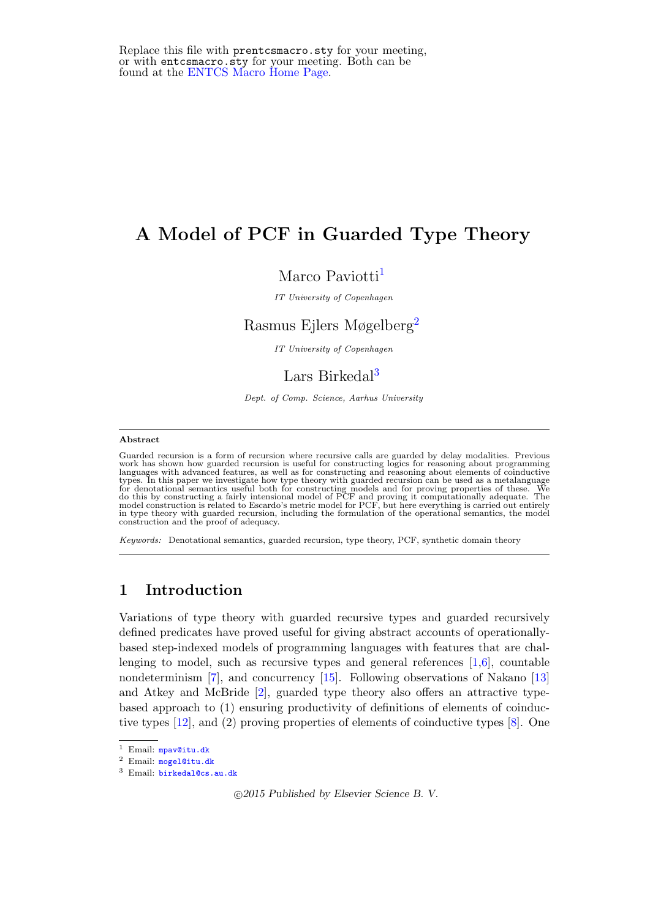Replace this file with `prentcsmacro.sty` for your meeting, or with `entcsmacro.sty` for your meeting. Both can be found at the ENTCS Macro Home Page.

# A Model of PCF in Guarded Type Theory

Marco Paviotti[1]

*IT University of Copenhagen*

Rasmus Ejlers Møgelberg[2]

*IT University of Copenhagen*

Lars Birkedal[3]

*Dept. of Comp. Science, Aarhus University*

---

**Abstract**

Guarded recursion is a form of recursion where recursive calls are guarded by delay modalities. Previous work has shown how guarded recursion is useful for constructing logics for reasoning about programming languages with advanced features, as well as for constructing and reasoning about elements of coinductive types. In this paper we investigate how type theory with guarded recursion can be used as a metalanguage for denotational semantics useful both for constructing models and for proving properties of these. We do this by constructing a fairly intensional model of PCF and proving it computationally adequate. The model construction is related to Escardo's metric model for PCF, but here everything is carried out entirely in type theory with guarded recursion, including the formulation of the operational semantics, the model construction and the proof of adequacy.

*Keywords:* Denotational semantics, guarded recursion, type theory, PCF, synthetic domain theory

---

## 1 Introduction

Variations of type theory with guarded recursive types and guarded recursively defined predicates have proved useful for giving abstract accounts of operationally-based step-indexed models of programming languages with features that are challenging to model, such as recursive types and general references [1,6], countable nondeterminism [7], and concurrency [15]. Following observations of Nakano [13] and Atkey and McBride [2], guarded type theory also offers an attractive type-based approach to (1) ensuring productivity of definitions of elements of coinductive types [12], and (2) proving properties of elements of coinductive types [8]. One

[1] Email: mpav@itu.dk

[2] Email: mogel@itu.dk

[3] Email: birkedal@cs.au.dk

©2015 Published by Elsevier Science B. V.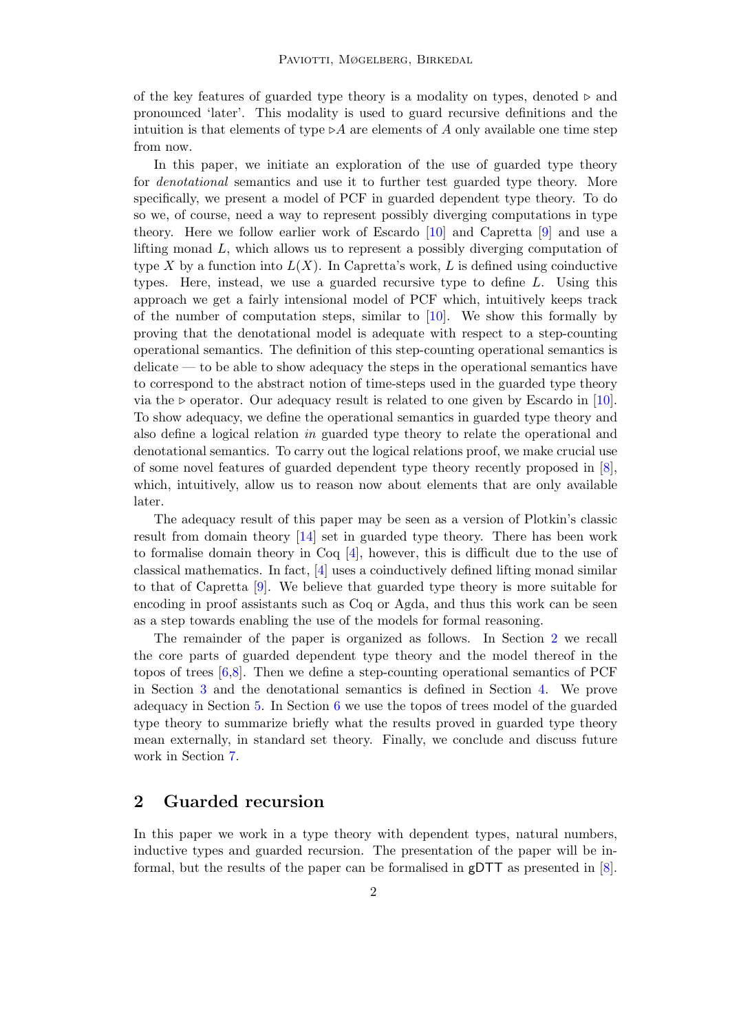of the key features of guarded type theory is a modality on types, denoted $\triangleright$ and pronounced 'later'. This modality is used to guard recursive definitions and the intuition is that elements of type $\triangleright A$ are elements of $A$ only available one time step from now.

In this paper, we initiate an exploration of the use of guarded type theory for *denotational* semantics and use it to further test guarded type theory. More specifically, we present a model of PCF in guarded dependent type theory. To do so we, of course, need a way to represent possibly diverging computations in type theory. Here we follow earlier work of Escardo [10] and Capretta [9] and use a lifting monad $L$, which allows us to represent a possibly diverging computation of type $X$ by a function into $L(X)$. In Capretta's work, $L$ is defined using coinductive types. Here, instead, we use a guarded recursive type to define $L$. Using this approach we get a fairly intensional model of PCF which, intuitively keeps track of the number of computation steps, similar to [10]. We show this formally by proving that the denotational model is adequate with respect to a step-counting operational semantics. The definition of this step-counting operational semantics is delicate — to be able to show adequacy the steps in the operational semantics have to correspond to the abstract notion of time-steps used in the guarded type theory via the $\triangleright$ operator. Our adequacy result is related to one given by Escardo in [10]. To show adequacy, we define the operational semantics in guarded type theory and also define a logical relation *in* guarded type theory to relate the operational and denotational semantics. To carry out the logical relations proof, we make crucial use of some novel features of guarded dependent type theory recently proposed in [8], which, intuitively, allow us to reason now about elements that are only available later.

The adequacy result of this paper may be seen as a version of Plotkin's classic result from domain theory [14] set in guarded type theory. There has been work to formalise domain theory in Coq [4], however, this is difficult due to the use of classical mathematics. In fact, [4] uses a coinductively defined lifting monad similar to that of Capretta [9]. We believe that guarded type theory is more suitable for encoding in proof assistants such as Coq or Agda, and thus this work can be seen as a step towards enabling the use of the models for formal reasoning.

The remainder of the paper is organized as follows. In Section 2 we recall the core parts of guarded dependent type theory and the model thereof in the topos of trees [6,8]. Then we define a step-counting operational semantics of PCF in Section 3 and the denotational semantics is defined in Section 4. We prove adequacy in Section 5. In Section 6 we use the topos of trees model of the guarded type theory to summarize briefly what the results proved in guarded type theory mean externally, in standard set theory. Finally, we conclude and discuss future work in Section 7.

## 2 Guarded recursion

In this paper we work in a type theory with dependent types, natural numbers, inductive types and guarded recursion. The presentation of the paper will be informal, but the results of the paper can be formalised in gDTT as presented in [8].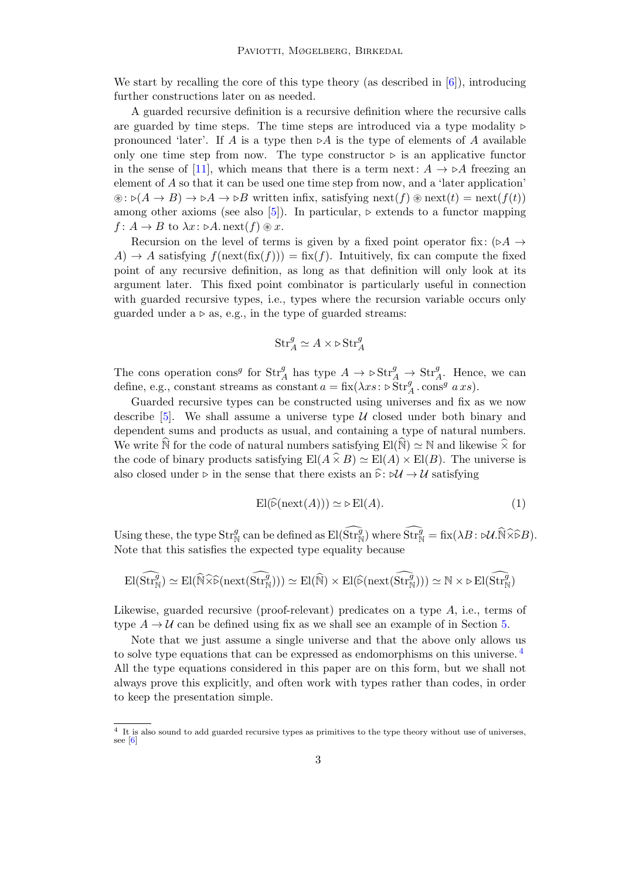We start by recalling the core of this type theory (as described in [6]), introducing further constructions later on as needed.

A guarded recursive definition is a recursive definition where the recursive calls are guarded by time steps. The time steps are introduced via a type modality $\triangleright$ pronounced 'later'. If $A$ is a type then $\triangleright A$ is the type of elements of $A$ available only one time step from now. The type constructor $\triangleright$ is an applicative functor in the sense of [11], which means that there is a term $\mathrm{next}\colon A \to \triangleright A$ freezing an element of $A$ so that it can be used one time step from now, and a 'later application' $\circledast\colon \triangleright(A \to B) \to \triangleright A \to \triangleright B$ written infix, satisfying $\mathrm{next}(f) \circledast \mathrm{next}(t) = \mathrm{next}(f(t))$ among other axioms (see also [5]). In particular, $\triangleright$ extends to a functor mapping $f\colon A \to B$ to $\lambda x\colon \triangleright A.\, \mathrm{next}(f) \circledast x$.

Recursion on the level of terms is given by a fixed point operator $\mathrm{fix}\colon (\triangleright A \to A) \to A$ satisfying $f(\mathrm{next}(\mathrm{fix}(f))) = \mathrm{fix}(f)$. Intuitively, fix can compute the fixed point of any recursive definition, as long as that definition will only look at its argument later. This fixed point combinator is particularly useful in connection with guarded recursive types, i.e., types where the recursion variable occurs only guarded under a $\triangleright$ as, e.g., in the type of guarded streams:

$$\mathrm{Str}^g_A \simeq A \times \triangleright \mathrm{Str}^g_A$$

The cons operation $\mathrm{cons}^g$ for $\mathrm{Str}^g_A$ has type $A \to \triangleright \mathrm{Str}^g_A \to \mathrm{Str}^g_A$. Hence, we can define, e.g., constant streams as $\mathrm{constant}\, a = \mathrm{fix}(\lambda xs\colon \triangleright \mathrm{Str}^g_A\, .\, \mathrm{cons}^g\ a\, xs)$.

Guarded recursive types can be constructed using universes and fix as we now describe [5]. We shall assume a universe type $\mathcal{U}$ closed under both binary and dependent sums and products as usual, and containing a type of natural numbers. We write $\widehat{\mathbb{N}}$ for the code of natural numbers satisfying $\mathrm{El}(\widehat{\mathbb{N}}) \simeq \mathbb{N}$ and likewise $\widehat{\times}$ for the code of binary products satisfying $\mathrm{El}(A \mathbin{\widehat{\times}} B) \simeq \mathrm{El}(A) \times \mathrm{El}(B)$. The universe is also closed under $\triangleright$ in the sense that there exists an $\widehat{\triangleright}\colon \triangleright\mathcal{U} \to \mathcal{U}$ satisfying

$$\mathrm{El}(\widehat{\triangleright}(\mathrm{next}(A))) \simeq \triangleright \mathrm{El}(A). \tag{1}$$

Using these, the type $\mathrm{Str}^g_{\mathbb{N}}$ can be defined as $\mathrm{El}(\widehat{\mathrm{Str}^g_{\mathbb{N}}})$ where $\widehat{\mathrm{Str}^g_{\mathbb{N}}} = \mathrm{fix}(\lambda B\colon \triangleright\mathcal{U}.\widehat{\mathbb{N}}\mathbin{\widehat{\times}}\widehat{\triangleright}B)$. Note that this satisfies the expected type equality because

$$\mathrm{El}(\widehat{\mathrm{Str}^g_{\mathbb{N}}}) \simeq \mathrm{El}(\widehat{\mathbb{N}}\mathbin{\widehat{\times}}\widehat{\triangleright}(\mathrm{next}(\widehat{\mathrm{Str}^g_{\mathbb{N}}}))) \simeq \mathrm{El}(\widehat{\mathbb{N}}) \times \mathrm{El}(\widehat{\triangleright}(\mathrm{next}(\widehat{\mathrm{Str}^g_{\mathbb{N}}}))) \simeq \mathbb{N} \times \triangleright \mathrm{El}(\widehat{\mathrm{Str}^g_{\mathbb{N}}})$$

Likewise, guarded recursive (proof-relevant) predicates on a type $A$, i.e., terms of type $A \to \mathcal{U}$ can be defined using fix as we shall see an example of in Section 5.

Note that we just assume a single universe and that the above only allows us to solve type equations that can be expressed as endomorphisms on this universe. [4] All the type equations considered in this paper are on this form, but we shall not always prove this explicitly, and often work with types rather than codes, in order to keep the presentation simple.

[4] It is also sound to add guarded recursive types as primitives to the type theory without use of universes, see [6]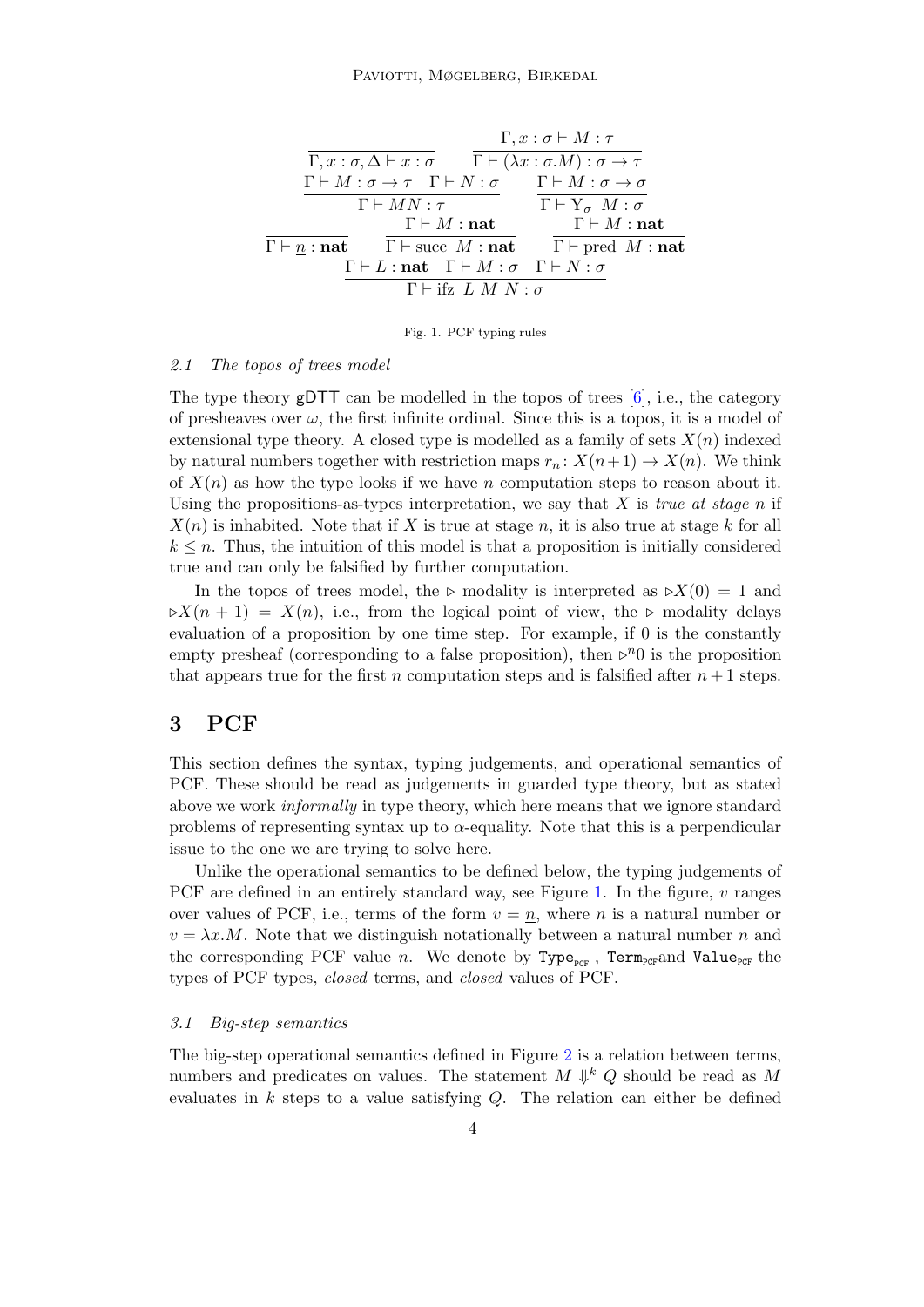$$
\frac{}{\Gamma, x : \sigma, \Delta \vdash x : \sigma} \qquad \frac{\Gamma, x : \sigma \vdash M : \tau}{\Gamma \vdash (\lambda x : \sigma . M) : \sigma \to \tau}
$$

$$
\frac{\Gamma \vdash M : \sigma \to \tau \quad \Gamma \vdash N : \sigma}{\Gamma \vdash MN : \tau} \qquad \frac{\Gamma \vdash M : \sigma \to \sigma}{\Gamma \vdash \mathrm{Y}_\sigma \; M : \sigma}
$$

$$
\frac{}{\Gamma \vdash \underline{n} : \mathbf{nat}} \qquad \frac{\Gamma \vdash M : \mathbf{nat}}{\Gamma \vdash \mathrm{succ} \; M : \mathbf{nat}} \qquad \frac{\Gamma \vdash M : \mathbf{nat}}{\Gamma \vdash \mathrm{pred} \; M : \mathbf{nat}}
$$

$$
\frac{\Gamma \vdash L : \mathbf{nat} \quad \Gamma \vdash M : \sigma \quad \Gamma \vdash N : \sigma}{\Gamma \vdash \mathrm{ifz} \; L \; M \; N : \sigma}
$$

Fig. 1. PCF typing rules

### *2.1 The topos of trees model*

The type theory gDTT can be modelled in the topos of trees [6], i.e., the category of presheaves over $\omega$, the first infinite ordinal. Since this is a topos, it is a model of extensional type theory. A closed type is modelled as a family of sets $X(n)$ indexed by natural numbers together with restriction maps $r_n \colon X(n+1) \to X(n)$. We think of $X(n)$ as how the type looks if we have $n$ computation steps to reason about it. Using the propositions-as-types interpretation, we say that $X$ is *true at stage* $n$ if $X(n)$ is inhabited. Note that if $X$ is true at stage $n$, it is also true at stage $k$ for all $k \leq n$. Thus, the intuition of this model is that a proposition is initially considered true and can only be falsified by further computation.

In the topos of trees model, the $\triangleright$ modality is interpreted as $\triangleright X(0) = 1$ and $\triangleright X(n+1) = X(n)$, i.e., from the logical point of view, the $\triangleright$ modality delays evaluation of a proposition by one time step. For example, if 0 is the constantly empty presheaf (corresponding to a false proposition), then $\triangleright^n 0$ is the proposition that appears true for the first $n$ computation steps and is falsified after $n+1$ steps.

# 3 PCF

This section defines the syntax, typing judgements, and operational semantics of PCF. These should be read as judgements in guarded type theory, but as stated above we work *informally* in type theory, which here means that we ignore standard problems of representing syntax up to $\alpha$-equality. Note that this is a perpendicular issue to the one we are trying to solve here.

Unlike the operational semantics to be defined below, the typing judgements of PCF are defined in an entirely standard way, see Figure 1. In the figure, $v$ ranges over values of PCF, i.e., terms of the form $v = \underline{n}$, where $n$ is a natural number or $v = \lambda x.M$. Note that we distinguish notationally between a natural number $n$ and the corresponding PCF value $\underline{n}$. We denote by $\mathtt{Type}_{\mathtt{PCF}}$, $\mathtt{Term}_{\mathtt{PCF}}$and $\mathtt{Value}_{\mathtt{PCF}}$ the types of PCF types, *closed* terms, and *closed* values of PCF.

### *3.1 Big-step semantics*

The big-step operational semantics defined in Figure 2 is a relation between terms, numbers and predicates on values. The statement $M \Downarrow^k Q$ should be read as $M$ evaluates in $k$ steps to a value satisfying $Q$. The relation can either be defined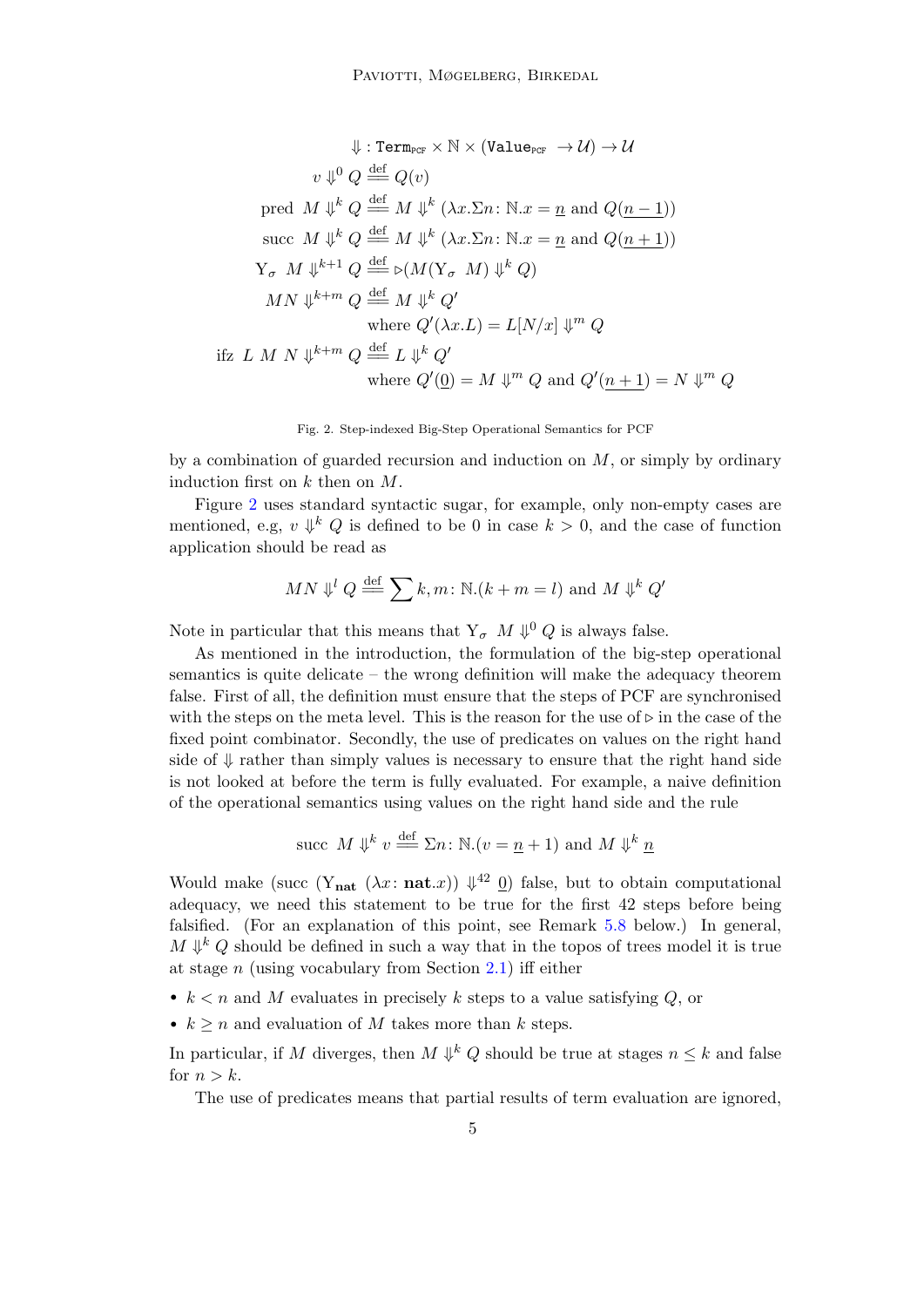$$
\begin{aligned}
&\Downarrow\, : \texttt{Term}_{\texttt{PCF}} \times \mathbb{N} \times (\texttt{Value}_{\texttt{PCF}} \to \mathcal{U}) \to \mathcal{U} \\
&v \Downarrow^0 Q \stackrel{\text{def}}{=\!=} Q(v) \\
&\text{pred } M \Downarrow^k Q \stackrel{\text{def}}{=\!=} M \Downarrow^k (\lambda x.\Sigma n\colon \mathbb{N}.x = \underline{n} \text{ and } Q(\underline{n-1})) \\
&\text{succ } M \Downarrow^k Q \stackrel{\text{def}}{=\!=} M \Downarrow^k (\lambda x.\Sigma n\colon \mathbb{N}.x = \underline{n} \text{ and } Q(\underline{n+1})) \\
&\mathrm{Y}_\sigma \ M \Downarrow^{k+1} Q \stackrel{\text{def}}{=\!=} \triangleright(M(\mathrm{Y}_\sigma \ M) \Downarrow^k Q) \\
&MN \Downarrow^{k+m} Q \stackrel{\text{def}}{=\!=} M \Downarrow^k Q' \\
&\qquad \text{where } Q'(\lambda x.L) = L[N/x] \Downarrow^m Q \\
&\text{ifz } L \ M \ N \Downarrow^{k+m} Q \stackrel{\text{def}}{=\!=} L \Downarrow^k Q' \\
&\qquad \text{where } Q'(\underline{0}) = M \Downarrow^m Q \text{ and } Q'(\underline{n+1}) = N \Downarrow^m Q
\end{aligned}
$$

Fig. 2. Step-indexed Big-Step Operational Semantics for PCF

by a combination of guarded recursion and induction on $M$, or simply by ordinary induction first on $k$ then on $M$.

Figure 2 uses standard syntactic sugar, for example, only non-empty cases are mentioned, e.g, $v \Downarrow^k Q$ is defined to be 0 in case $k > 0$, and the case of function application should be read as

$$
MN \Downarrow^l Q \stackrel{\text{def}}{=\!=} \sum k, m\colon \mathbb{N}.(k + m = l) \text{ and } M \Downarrow^k Q'
$$

Note in particular that this means that $\mathrm{Y}_\sigma \ M \Downarrow^0 Q$ is always false.

As mentioned in the introduction, the formulation of the big-step operational semantics is quite delicate – the wrong definition will make the adequacy theorem false. First of all, the definition must ensure that the steps of PCF are synchronised with the steps on the meta level. This is the reason for the use of $\triangleright$ in the case of the fixed point combinator. Secondly, the use of predicates on values on the right hand side of $\Downarrow$ rather than simply values is necessary to ensure that the right hand side is not looked at before the term is fully evaluated. For example, a naive definition of the operational semantics using values on the right hand side and the rule

$$
\text{succ } M \Downarrow^k v \stackrel{\text{def}}{=\!=} \Sigma n\colon \mathbb{N}.(v = \underline{n} + 1) \text{ and } M \Downarrow^k \underline{n}
$$

Would make $(\text{succ } (\mathrm{Y}_{\mathbf{nat}} \ (\lambda x\colon \mathbf{nat}.x)) \Downarrow^{42} \underline{0})$ false, but to obtain computational adequacy, we need this statement to be true for the first 42 steps before being falsified. (For an explanation of this point, see Remark 5.8 below.) In general, $M \Downarrow^k Q$ should be defined in such a way that in the topos of trees model it is true at stage $n$ (using vocabulary from Section 2.1) iff either

- $k < n$ and $M$ evaluates in precisely $k$ steps to a value satisfying $Q$, or
- $k \geq n$ and evaluation of $M$ takes more than $k$ steps.

In particular, if $M$ diverges, then $M \Downarrow^k Q$ should be true at stages $n \leq k$ and false for $n > k$.

The use of predicates means that partial results of term evaluation are ignored,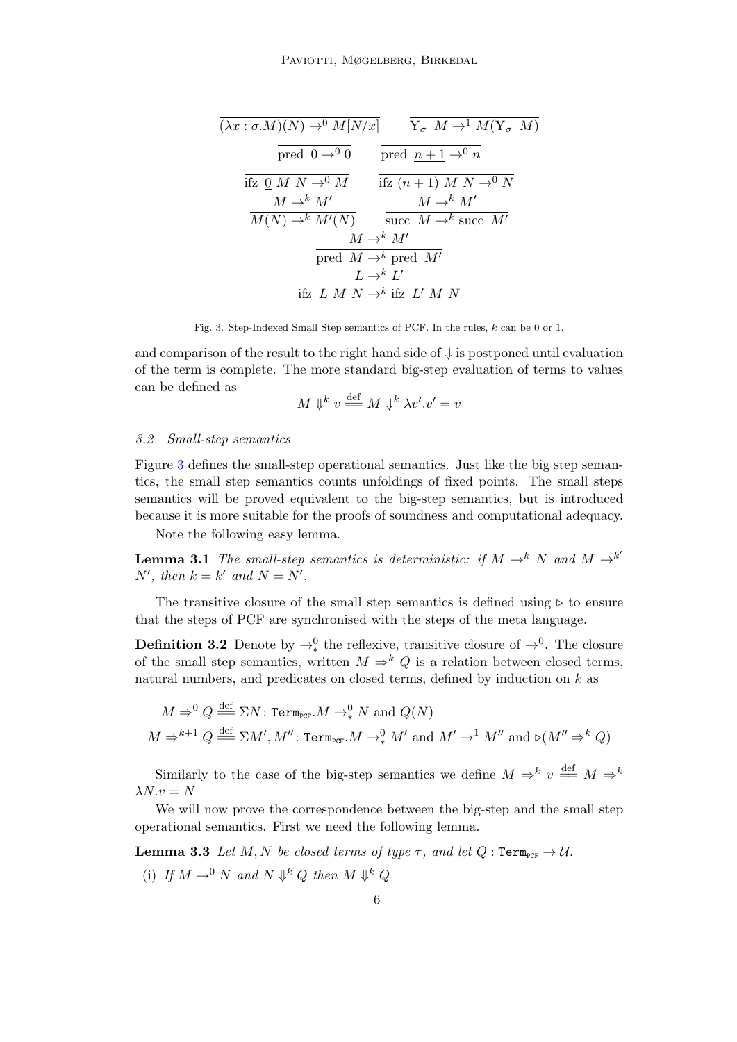$$\frac{}{(\lambda x:\sigma.M)(N) \to^0 M[N/x]} \qquad \frac{}{\mathrm{Y}_\sigma\ M \to^1 M(\mathrm{Y}_\sigma\ M)}$$

$$\frac{}{\text{pred }\ \underline{0} \to^0 \underline{0}} \qquad \frac{}{\text{pred }\ \underline{n+1} \to^0 \underline{n}}$$

$$\frac{}{\text{ifz }\ \underline{0}\ M\ N \to^0 M} \qquad \frac{}{\text{ifz }\ (\underline{n+1})\ M\ N \to^0 N}$$

$$\frac{M \to^k M'}{M(N) \to^k M'(N)} \qquad \frac{M \to^k M'}{\text{succ }\ M \to^k \text{succ }\ M'}$$

$$\frac{M \to^k M'}{\text{pred }\ M \to^k \text{pred }\ M'}$$

$$\frac{L \to^k L'}{\text{ifz }\ L\ M\ N \to^k \text{ifz }\ L'\ M\ N}$$

Fig. 3. Step-Indexed Small Step semantics of PCF. In the rules, $k$ can be 0 or 1.

and comparison of the result to the right hand side of $\Downarrow$ is postponed until evaluation of the term is complete. The more standard big-step evaluation of terms to values can be defined as

$$M \Downarrow^k v \overset{\text{def}}{=\!=} M \Downarrow^k \lambda v'.v' = v$$

### 3.2 Small-step semantics

Figure 3 defines the small-step operational semantics. Just like the big step semantics, the small step semantics counts unfoldings of fixed points. The small steps semantics will be proved equivalent to the big-step semantics, but is introduced because it is more suitable for the proofs of soundness and computational adequacy.

Note the following easy lemma.

**Lemma 3.1** *The small-step semantics is deterministic: if $M \to^k N$ and $M \to^{k'} N'$, then $k = k'$ and $N = N'$.*

The transitive closure of the small step semantics is defined using $\triangleright$ to ensure that the steps of PCF are synchronised with the steps of the meta language.

**Definition 3.2** Denote by $\to^0_*$ the reflexive, transitive closure of $\to^0$. The closure of the small step semantics, written $M \Rightarrow^k Q$ is a relation between closed terms, natural numbers, and predicates on closed terms, defined by induction on $k$ as

$$M \Rightarrow^0 Q \overset{\text{def}}{=\!=} \Sigma N\colon \mathtt{Term}_{\text{PCF}}.M \to^0_* N \text{ and } Q(N)$$

$$M \Rightarrow^{k+1} Q \overset{\text{def}}{=\!=} \Sigma M', M''\colon \mathtt{Term}_{\text{PCF}}.M \to^0_* M' \text{ and } M' \to^1 M'' \text{ and } \triangleright(M'' \Rightarrow^k Q)$$

Similarly to the case of the big-step semantics we define $M \Rightarrow^k v \overset{\text{def}}{=\!=} M \Rightarrow^k \lambda N.v = N$

We will now prove the correspondence between the big-step and the small step operational semantics. First we need the following lemma.

**Lemma 3.3** *Let $M, N$ be closed terms of type $\tau$, and let $Q : \mathtt{Term}_{\text{PCF}} \to \mathcal{U}$.*

(i) *If $M \to^0 N$ and $N \Downarrow^k Q$ then $M \Downarrow^k Q$*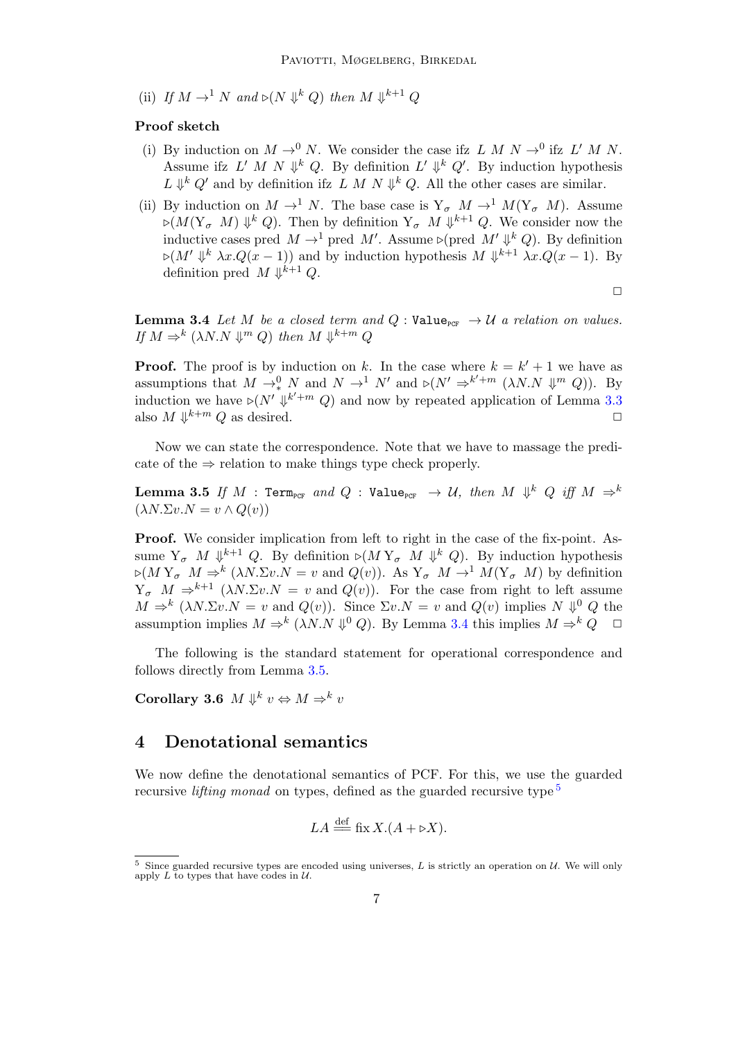(ii) *If* $M \to^1 N$ *and* $\triangleright(N \Downarrow^k Q)$ *then* $M \Downarrow^{k+1} Q$

**Proof sketch**

(i) By induction on $M \to^0 N$. We consider the case ifz $L\ M\ N \to^0$ ifz $L'\ M\ N$. Assume ifz $L'\ M\ N \Downarrow^k Q$. By definition $L' \Downarrow^k Q'$. By induction hypothesis $L \Downarrow^k Q'$ and by definition ifz $L\ M\ N \Downarrow^k Q$. All the other cases are similar.

(ii) By induction on $M \to^1 N$. The base case is $\mathrm{Y}_\sigma\ M \to^1 M(\mathrm{Y}_\sigma\ M)$. Assume $\triangleright(M(\mathrm{Y}_\sigma\ M) \Downarrow^k Q)$. Then by definition $\mathrm{Y}_\sigma\ M \Downarrow^{k+1} Q$. We consider now the inductive cases pred $M \to^1$ pred $M'$. Assume $\triangleright($pred $M' \Downarrow^k Q)$. By definition $\triangleright(M' \Downarrow^k \lambda x.Q(x-1))$ and by induction hypothesis $M \Downarrow^{k+1} \lambda x.Q(x-1)$. By definition pred $M \Downarrow^{k+1} Q$.

□

**Lemma 3.4** *Let* $M$ *be a closed term and* $Q : \mathtt{Value}_{\mathtt{PCF}} \to \mathcal{U}$ *a relation on values. If* $M \Rightarrow^k (\lambda N.N \Downarrow^m Q)$ *then* $M \Downarrow^{k+m} Q$

**Proof.** The proof is by induction on $k$. In the case where $k = k'+1$ we have as assumptions that $M \to^0_* N$ and $N \to^1 N'$ and $\triangleright(N' \Rightarrow^{k'+m} (\lambda N.N \Downarrow^m Q))$. By induction we have $\triangleright(N' \Downarrow^{k'+m} Q)$ and now by repeated application of Lemma 3.3 also $M \Downarrow^{k+m} Q$ as desired. □

Now we can state the correspondence. Note that we have to massage the predicate of the $\Rightarrow$ relation to make things type check properly.

**Lemma 3.5** *If* $M : \mathtt{Term}_{\mathtt{PCF}}$ *and* $Q : \mathtt{Value}_{\mathtt{PCF}} \to \mathcal{U}$*, then* $M \Downarrow^k Q$ *iff* $M \Rightarrow^k (\lambda N.\Sigma v.N = v \wedge Q(v))$

**Proof.** We consider implication from left to right in the case of the fix-point. Assume $\mathrm{Y}_\sigma\ M \Downarrow^{k+1} Q$. By definition $\triangleright(M\,\mathrm{Y}_\sigma\ M \Downarrow^k Q)$. By induction hypothesis $\triangleright(M\,\mathrm{Y}_\sigma\ M \Rightarrow^k (\lambda N.\Sigma v.N = v$ and $Q(v))$. As $\mathrm{Y}_\sigma\ M \to^1 M(\mathrm{Y}_\sigma\ M)$ by definition $\mathrm{Y}_\sigma\ M \Rightarrow^{k+1} (\lambda N.\Sigma v.N = v$ and $Q(v))$. For the case from right to left assume $M \Rightarrow^k (\lambda N.\Sigma v.N = v$ and $Q(v))$. Since $\Sigma v.N = v$ and $Q(v)$ implies $N \Downarrow^0 Q$ the assumption implies $M \Rightarrow^k (\lambda N.N \Downarrow^0 Q)$. By Lemma 3.4 this implies $M \Rightarrow^k Q$ □

The following is the standard statement for operational correspondence and follows directly from Lemma 3.5.

**Corollary 3.6** $M \Downarrow^k v \Leftrightarrow M \Rightarrow^k v$

# 4 Denotational semantics

We now define the denotational semantics of PCF. For this, we use the guarded recursive *lifting monad* on types, defined as the guarded recursive type [5]

$$LA \stackrel{\text{def}}{=\!=} \text{fix}\, X.(A + \triangleright X).$$

[5] Since guarded recursive types are encoded using universes, $L$ is strictly an operation on $\mathcal{U}$. We will only apply $L$ to types that have codes in $\mathcal{U}$.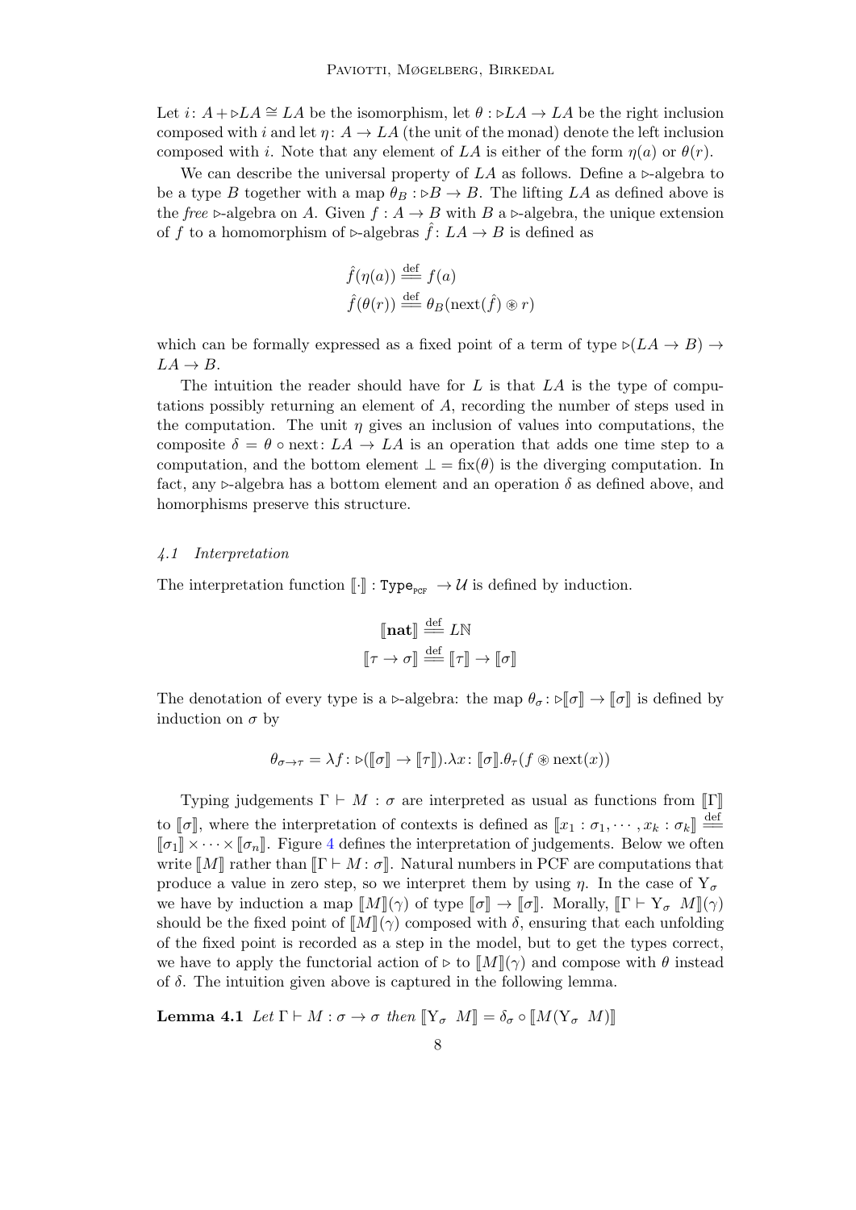Let $i\colon A + \triangleright LA \cong LA$ be the isomorphism, let $\theta : \triangleright LA \to LA$ be the right inclusion composed with $i$ and let $\eta\colon A \to LA$ (the unit of the monad) denote the left inclusion composed with $i$. Note that any element of $LA$ is either of the form $\eta(a)$ or $\theta(r)$.

We can describe the universal property of $LA$ as follows. Define a $\triangleright$-algebra to be a type $B$ together with a map $\theta_B : \triangleright B \to B$. The lifting $LA$ as defined above is the *free* $\triangleright$-algebra on $A$. Given $f : A \to B$ with $B$ a $\triangleright$-algebra, the unique extension of $f$ to a homomorphism of $\triangleright$-algebras $\hat{f}\colon LA \to B$ is defined as

$$\hat{f}(\eta(a)) \stackrel{\text{def}}{=\!=} f(a)$$
$$\hat{f}(\theta(r)) \stackrel{\text{def}}{=\!=} \theta_B(\text{next}(\hat{f}) \circledast r)$$

which can be formally expressed as a fixed point of a term of type $\triangleright(LA \to B) \to LA \to B$.

The intuition the reader should have for $L$ is that $LA$ is the type of computations possibly returning an element of $A$, recording the number of steps used in the computation. The unit $\eta$ gives an inclusion of values into computations, the composite $\delta = \theta \circ \text{next}\colon LA \to LA$ is an operation that adds one time step to a computation, and the bottom element $\bot = \text{fix}(\theta)$ is the diverging computation. In fact, any $\triangleright$-algebra has a bottom element and an operation $\delta$ as defined above, and homorphisms preserve this structure.

### *4.1 Interpretation*

The interpretation function $[\![\cdot]\!] : \texttt{Type}_{\text{PCF}} \to \mathcal{U}$ is defined by induction.

$$[\![\mathbf{nat}]\!] \stackrel{\text{def}}{=\!=} L\mathbb{N}$$
$$[\![\tau \to \sigma]\!] \stackrel{\text{def}}{=\!=} [\![\tau]\!] \to [\![\sigma]\!]$$

The denotation of every type is a $\triangleright$-algebra: the map $\theta_\sigma\colon \triangleright[\![\sigma]\!] \to [\![\sigma]\!]$ is defined by induction on $\sigma$ by

$$\theta_{\sigma\to\tau} = \lambda f\colon \triangleright([\![\sigma]\!] \to [\![\tau]\!]).\lambda x\colon [\![\sigma]\!].\theta_\tau(f \circledast \text{next}(x))$$

Typing judgements $\Gamma \vdash M : \sigma$ are interpreted as usual as functions from $[\![\Gamma]\!]$ to $[\![\sigma]\!]$, where the interpretation of contexts is defined as $[\![x_1 : \sigma_1, \cdots, x_k : \sigma_k]\!] \stackrel{\text{def}}{=\!=} [\![\sigma_1]\!] \times \cdots \times [\![\sigma_n]\!]$. Figure 4 defines the interpretation of judgements. Below we often write $[\![M]\!]$ rather than $[\![\Gamma \vdash M\colon \sigma]\!]$. Natural numbers in PCF are computations that produce a value in zero step, so we interpret them by using $\eta$. In the case of $\mathrm{Y}_\sigma$ we have by induction a map $[\![M]\!](\gamma)$ of type $[\![\sigma]\!] \to [\![\sigma]\!]$. Morally, $[\![\Gamma \vdash \mathrm{Y}_\sigma\ M]\!](\gamma)$ should be the fixed point of $[\![M]\!](\gamma)$ composed with $\delta$, ensuring that each unfolding of the fixed point is recorded as a step in the model, but to get the types correct, we have to apply the functorial action of $\triangleright$ to $[\![M]\!](\gamma)$ and compose with $\theta$ instead of $\delta$. The intuition given above is captured in the following lemma.

**Lemma 4.1** *Let $\Gamma \vdash M : \sigma \to \sigma$ then $[\![\mathrm{Y}_\sigma\ M]\!] = \delta_\sigma \circ [\![M(\mathrm{Y}_\sigma\ M)]\!]$*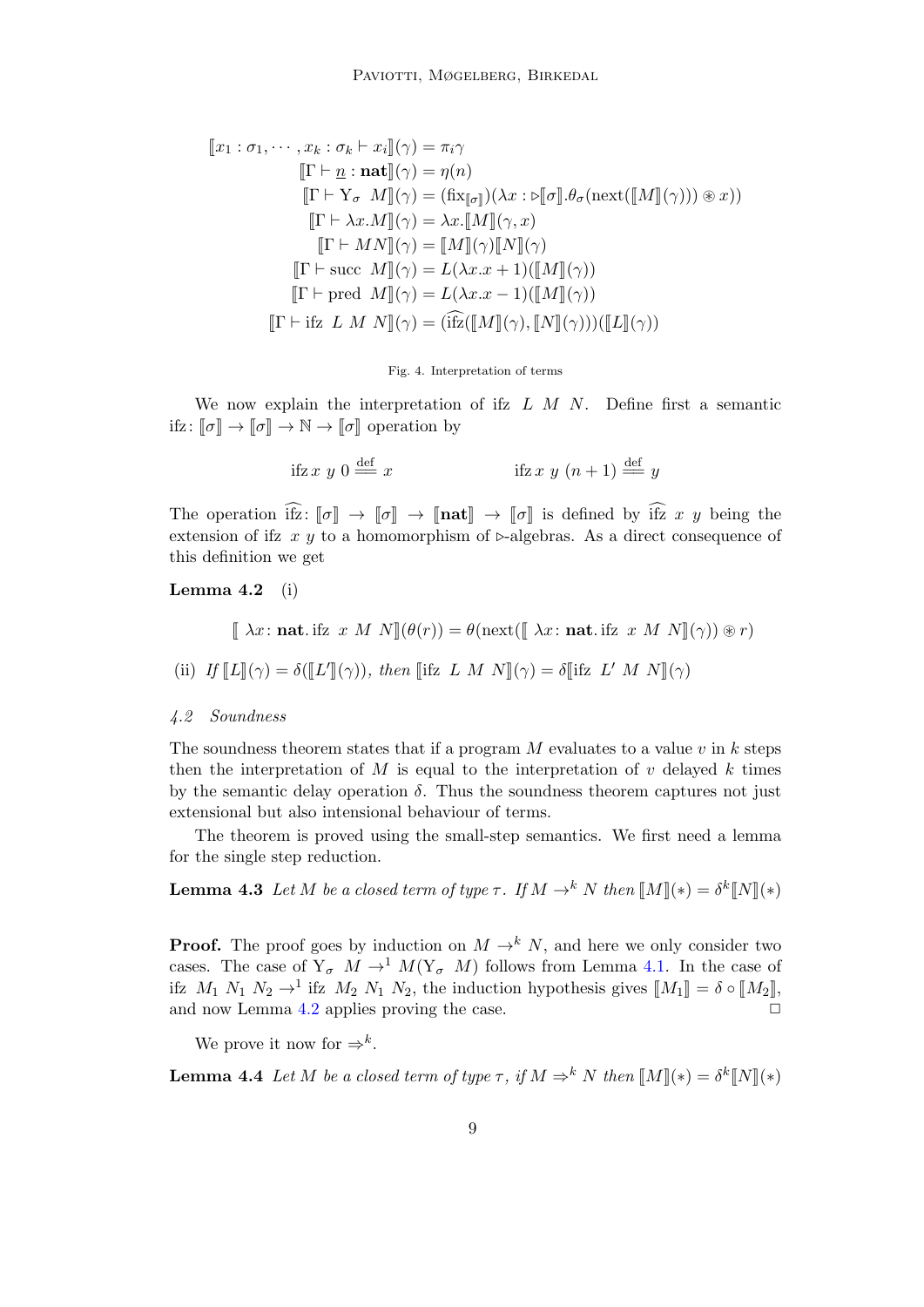$$
\begin{aligned}
[\![x_1 : \sigma_1, \cdots, x_k : \sigma_k \vdash x_i]\!](\gamma) &= \pi_i \gamma \\
[\![\Gamma \vdash \underline{n} : \mathbf{nat}]\!](\gamma) &= \eta(n) \\
[\![\Gamma \vdash \mathrm{Y}_\sigma \ M]\!](\gamma) &= (\mathrm{fix}_{[\![\sigma]\!]})(\lambda x : \triangleright[\![\sigma]\!].\theta_\sigma(\mathrm{next}([\![M]\!](\gamma))) \circledast x)) \\
[\![\Gamma \vdash \lambda x.M]\!](\gamma) &= \lambda x.[\![M]\!](\gamma, x) \\
[\![\Gamma \vdash MN]\!](\gamma) &= [\![M]\!](\gamma)[\![N]\!](\gamma) \\
[\![\Gamma \vdash \mathrm{succ} \ M]\!](\gamma) &= L(\lambda x.x+1)([\![M]\!](\gamma)) \\
[\![\Gamma \vdash \mathrm{pred} \ M]\!](\gamma) &= L(\lambda x.x-1)([\![M]\!](\gamma)) \\
[\![\Gamma \vdash \mathrm{ifz} \ L \ M \ N]\!](\gamma) &= (\widehat{\mathrm{ifz}}([\![M]\!](\gamma), [\![N]\!](\gamma)))([\![L]\!](\gamma))
\end{aligned}
$$

Fig. 4. Interpretation of terms

We now explain the interpretation of ifz $L$ $M$ $N$. Define first a semantic ifz: $[\![\sigma]\!] \to [\![\sigma]\!] \to \mathbb{N} \to [\![\sigma]\!]$ operation by

$$
\mathrm{ifz}\, x \ y \ 0 \stackrel{\mathrm{def}}{=\!=} x \qquad\qquad \mathrm{ifz}\, x \ y \ (n+1) \stackrel{\mathrm{def}}{=\!=} y
$$

The operation $\widehat{\mathrm{ifz}}\colon [\![\sigma]\!] \to [\![\sigma]\!] \to [\![\mathbf{nat}]\!] \to [\![\sigma]\!]$ is defined by $\widehat{\mathrm{ifz}} \ x \ y$ being the extension of ifz $x$ $y$ to a homomorphism of $\triangleright$-algebras. As a direct consequence of this definition we get

**Lemma 4.2** (i)

$$
[\![ \ \lambda x \colon \mathbf{nat}.\, \mathrm{ifz} \ x \ M \ N]\!](\theta(r)) = \theta(\mathrm{next}([\![ \ \lambda x \colon \mathbf{nat}.\, \mathrm{ifz} \ x \ M \ N]\!](\gamma)) \circledast r)
$$

(ii) *If* $[\![L]\!](\gamma) = \delta([\![L']\!](\gamma))$*, then* $[\![\mathrm{ifz} \ L \ M \ N]\!](\gamma) = \delta[\![\mathrm{ifz} \ L' \ M \ N]\!](\gamma)$

### 4.2 Soundness

The soundness theorem states that if a program $M$ evaluates to a value $v$ in $k$ steps then the interpretation of $M$ is equal to the interpretation of $v$ delayed $k$ times by the semantic delay operation $\delta$. Thus the soundness theorem captures not just extensional but also intensional behaviour of terms.

The theorem is proved using the small-step semantics. We first need a lemma for the single step reduction.

**Lemma 4.3** *Let $M$ be a closed term of type $\tau$. If $M \to^k N$ then $[\![M]\!](*) = \delta^k[\![N]\!](*)$*

**Proof.** The proof goes by induction on $M \to^k N$, and here we only consider two cases. The case of $\mathrm{Y}_\sigma \ M \to^1 M(\mathrm{Y}_\sigma \ M)$ follows from Lemma 4.1. In the case of ifz $M_1$ $N_1$ $N_2 \to^1$ ifz $M_2$ $N_1$ $N_2$, the induction hypothesis gives $[\![M_1]\!] = \delta \circ [\![M_2]\!]$, and now Lemma 4.2 applies proving the case. $\square$

We prove it now for $\Rightarrow^k$.

**Lemma 4.4** *Let $M$ be a closed term of type $\tau$, if $M \Rightarrow^k N$ then $[\![M]\!](*) = \delta^k[\![N]\!](*)$*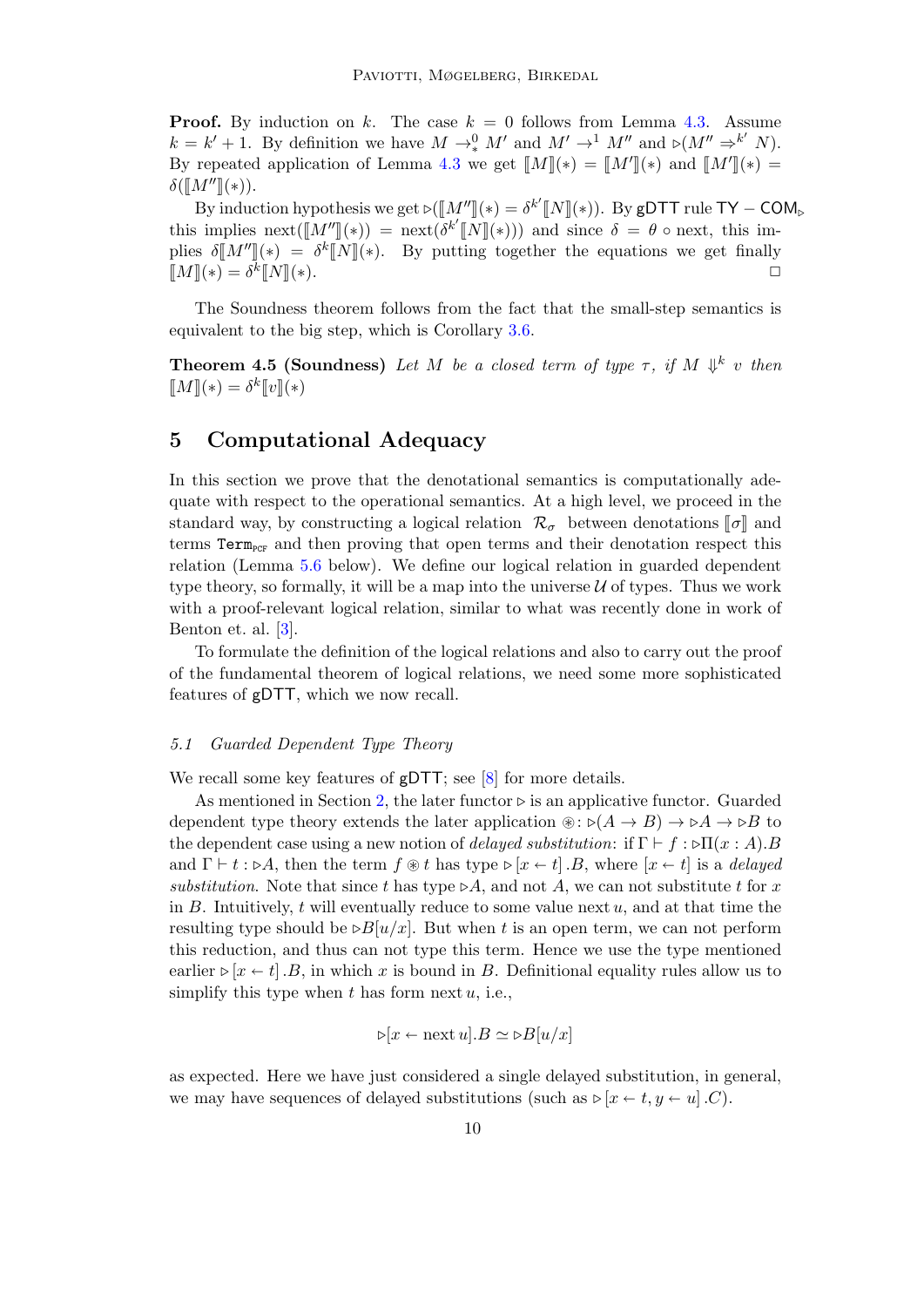**Proof.** By induction on $k$. The case $k = 0$ follows from Lemma 4.3. Assume $k = k' + 1$. By definition we have $M \to_*^0 M'$ and $M' \to^1 M''$ and $\triangleright(M'' \Rightarrow^{k'} N)$. By repeated application of Lemma 4.3 we get $[\![M]\!](*) = [\![M']\!](*)$ and $[\![M']\!](*) = \delta([\![M'']\!](*))$.

By induction hypothesis we get $\triangleright([\![M'']\!](*) = \delta^{k'}[\![N]\!](*))$. By gDTT rule $\mathsf{TY}-\mathsf{COM}_\triangleright$ this implies $\mathrm{next}([\![M'']\!](*)) = \mathrm{next}(\delta^{k'}[\![N]\!](*)))$ and since $\delta = \theta \circ \mathrm{next}$, this implies $\delta[\![M'']\!](*) = \delta^k[\![N]\!](*)$. By putting together the equations we get finally $[\![M]\!](*) = \delta^k[\![N]\!](*)$. □

The Soundness theorem follows from the fact that the small-step semantics is equivalent to the big step, which is Corollary 3.6.

**Theorem 4.5 (Soundness)** *Let $M$ be a closed term of type $\tau$, if $M \Downarrow^k v$ then $[\![M]\!](*) = \delta^k[\![v]\!](*)$*

# 5 Computational Adequacy

In this section we prove that the denotational semantics is computationally adequate with respect to the operational semantics. At a high level, we proceed in the standard way, by constructing a logical relation $\mathcal{R}_\sigma$ between denotations $[\![\sigma]\!]$ and terms $\mathtt{Term}_{\mathrm{PCF}}$ and then proving that open terms and their denotation respect this relation (Lemma 5.6 below). We define our logical relation in guarded dependent type theory, so formally, it will be a map into the universe $\mathcal{U}$ of types. Thus we work with a proof-relevant logical relation, similar to what was recently done in work of Benton et. al. [3].

To formulate the definition of the logical relations and also to carry out the proof of the fundamental theorem of logical relations, we need some more sophisticated features of gDTT, which we now recall.

### 5.1 Guarded Dependent Type Theory

We recall some key features of gDTT; see [8] for more details.

As mentioned in Section 2, the later functor $\triangleright$ is an applicative functor. Guarded dependent type theory extends the later application $\circledast \colon \triangleright(A \to B) \to \triangleright A \to \triangleright B$ to the dependent case using a new notion of *delayed substitution*: if $\Gamma \vdash f : \triangleright\Pi(x : A).B$ and $\Gamma \vdash t : \triangleright A$, then the term $f \circledast t$ has type $\triangleright[x \leftarrow t].B$, where $[x \leftarrow t]$ is a *delayed substitution*. Note that since $t$ has type $\triangleright A$, and not $A$, we can not substitute $t$ for $x$ in $B$. Intuitively, $t$ will eventually reduce to some value $\mathrm{next}\, u$, and at that time the resulting type should be $\triangleright B[u/x]$. But when $t$ is an open term, we can not perform this reduction, and thus can not type this term. Hence we use the type mentioned earlier $\triangleright[x \leftarrow t].B$, in which $x$ is bound in $B$. Definitional equality rules allow us to simplify this type when $t$ has form $\mathrm{next}\, u$, i.e.,

$$\triangleright[x \leftarrow \mathrm{next}\, u].B \simeq \triangleright B[u/x]$$

as expected. Here we have just considered a single delayed substitution, in general, we may have sequences of delayed substitutions (such as $\triangleright[x \leftarrow t, y \leftarrow u].C$).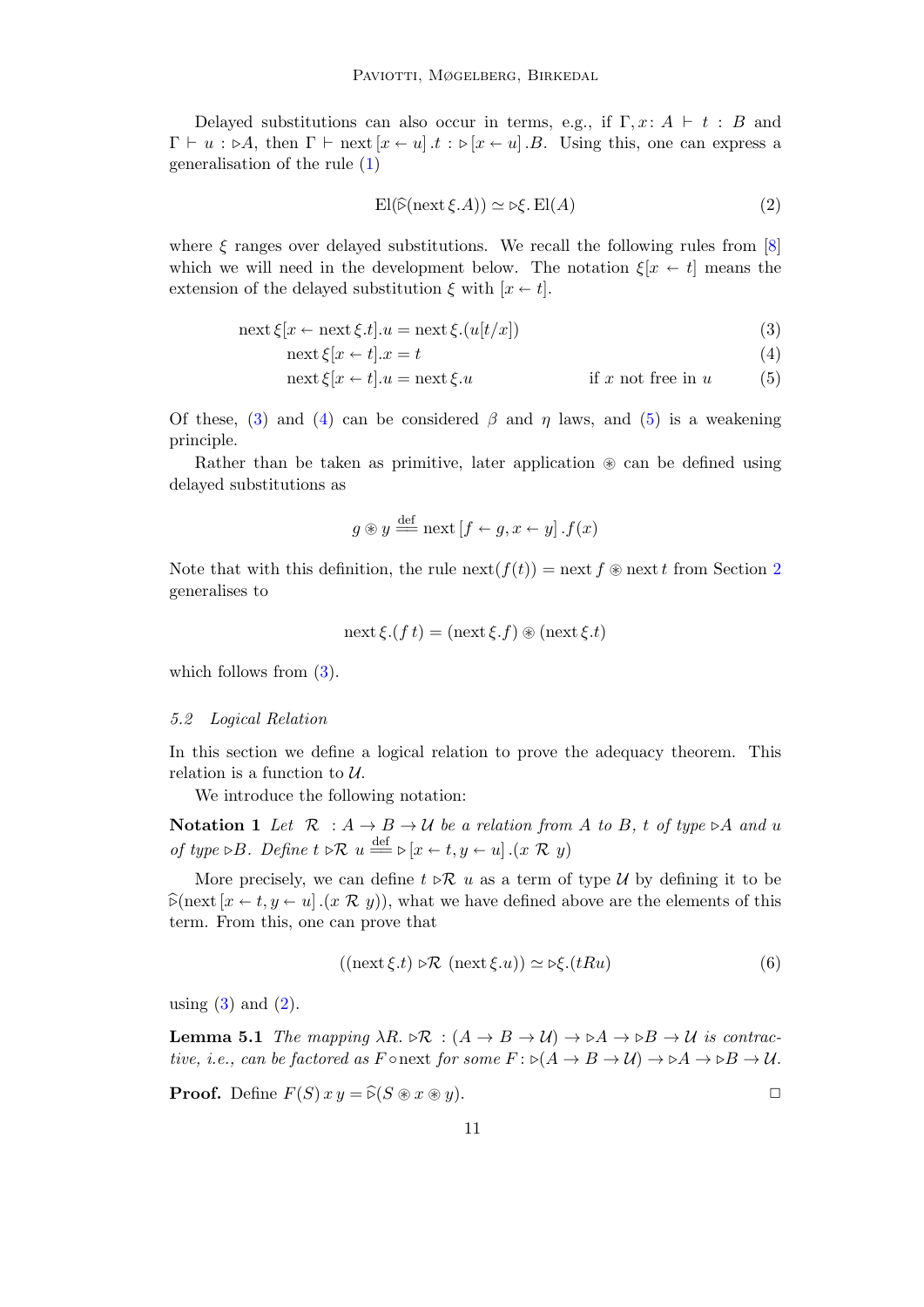Delayed substitutions can also occur in terms, e.g., if $\Gamma, x\colon A \vdash t : B$ and $\Gamma \vdash u : \triangleright A$, then $\Gamma \vdash \mathrm{next}\,[x \leftarrow u]\,.t : \triangleright [x \leftarrow u]\,.B$. Using this, one can express a generalisation of the rule (1)

$$\mathrm{El}(\widehat{\triangleright}(\mathrm{next}\,\xi.A)) \simeq \triangleright\xi.\,\mathrm{El}(A) \tag{2}$$

where $\xi$ ranges over delayed substitutions. We recall the following rules from [8] which we will need in the development below. The notation $\xi[x \leftarrow t]$ means the extension of the delayed substitution $\xi$ with $[x \leftarrow t]$.

$$\mathrm{next}\,\xi[x \leftarrow \mathrm{next}\,\xi.t].u = \mathrm{next}\,\xi.(u[t/x]) \tag{3}$$

$$\mathrm{next}\,\xi[x \leftarrow t].x = t \tag{4}$$

$$\mathrm{next}\,\xi[x \leftarrow t].u = \mathrm{next}\,\xi.u \qquad \text{if } x \text{ not free in } u \tag{5}$$

Of these, (3) and (4) can be considered $\beta$ and $\eta$ laws, and (5) is a weakening principle.

Rather than be taken as primitive, later application $\circledast$ can be defined using delayed substitutions as

$$g \circledast y \stackrel{\mathrm{def}}{=\!=} \mathrm{next}\,[f \leftarrow g, x \leftarrow y]\,.f(x)$$

Note that with this definition, the rule $\mathrm{next}(f(t)) = \mathrm{next}\,f \circledast \mathrm{next}\,t$ from Section 2 generalises to

$$\mathrm{next}\,\xi.(f\,t) = (\mathrm{next}\,\xi.f) \circledast (\mathrm{next}\,\xi.t)$$

which follows from (3).

### 5.2 Logical Relation

In this section we define a logical relation to prove the adequacy theorem. This relation is a function to $\mathcal{U}$.

We introduce the following notation:

**Notation 1** *Let $\mathcal{R} : A \to B \to \mathcal{U}$ be a relation from $A$ to $B$, $t$ of type $\triangleright A$ and $u$ of type $\triangleright B$. Define $t \triangleright\mathcal{R}\ u \stackrel{\mathrm{def}}{=\!=} \triangleright [x \leftarrow t, y \leftarrow u]\,.(x\ \mathcal{R}\ y)$*

More precisely, we can define $t \triangleright\mathcal{R}\ u$ as a term of type $\mathcal{U}$ by defining it to be $\widehat{\triangleright}(\mathrm{next}\,[x \leftarrow t, y \leftarrow u]\,.(x\ \mathcal{R}\ y))$, what we have defined above are the elements of this term. From this, one can prove that

$$((\mathrm{next}\,\xi.t) \triangleright\mathcal{R}\ (\mathrm{next}\,\xi.u)) \simeq \triangleright\xi.(tRu) \tag{6}$$

using (3) and (2).

**Lemma 5.1** *The mapping $\lambda R.\, \triangleright\mathcal{R} : (A \to B \to \mathcal{U}) \to \triangleright A \to \triangleright B \to \mathcal{U}$ is contractive, i.e., can be factored as $F \circ \mathrm{next}$ for some $F \colon \triangleright(A \to B \to \mathcal{U}) \to \triangleright A \to \triangleright B \to \mathcal{U}$.*

**Proof.** Define $F(S)\,x\,y = \widehat{\triangleright}(S \circledast x \circledast y)$. $\square$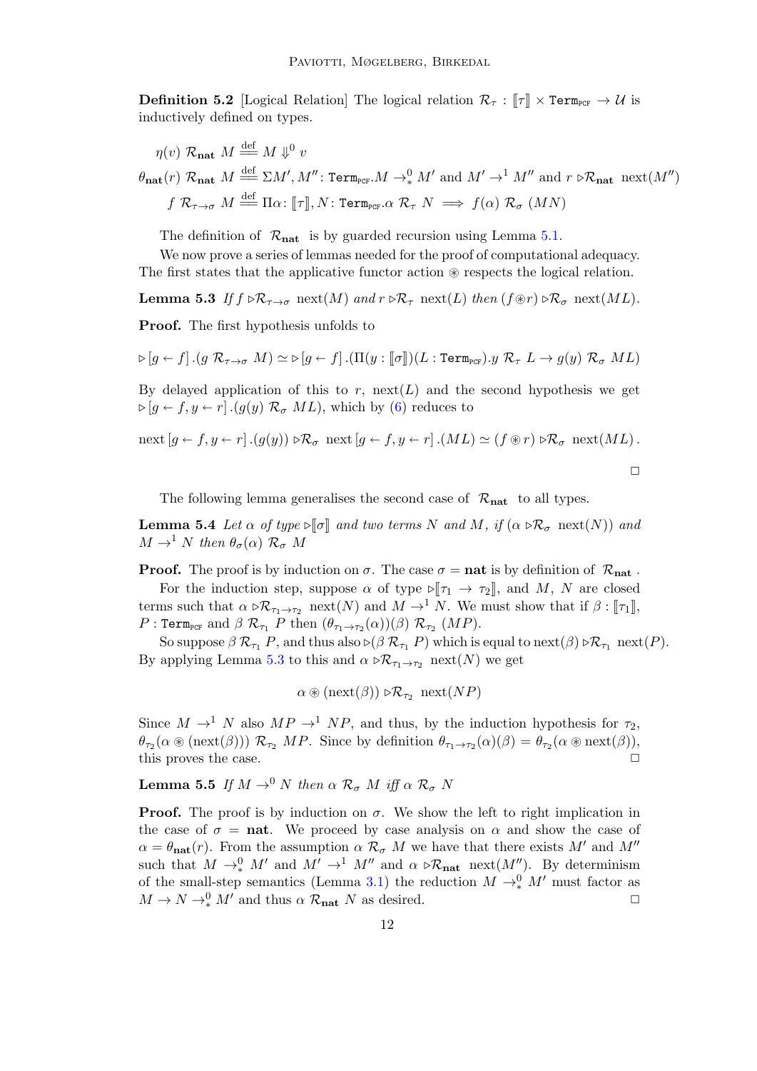**Definition 5.2** [Logical Relation] The logical relation $\mathcal{R}_\tau : [\![\tau]\!] \times \mathtt{Term}_{\mathtt{PCF}} \to \mathcal{U}$ is inductively defined on types.

$$\eta(v)\ \mathcal{R}_{\mathbf{nat}}\ M \stackrel{\text{def}}{=\!=} M \Downarrow^0 v$$

$$\theta_{\mathbf{nat}}(r)\ \mathcal{R}_{\mathbf{nat}}\ M \stackrel{\text{def}}{=\!=} \Sigma M', M'' \colon \mathtt{Term}_{\mathtt{PCF}}. M \to^0_* M' \text{ and } M' \to^1 M'' \text{ and } r \rhd\mathcal{R}_{\mathbf{nat}}\ \mathrm{next}(M'')$$

$$f\ \mathcal{R}_{\tau\to\sigma}\ M \stackrel{\text{def}}{=\!=} \Pi\alpha \colon [\![\tau]\!], N \colon \mathtt{Term}_{\mathtt{PCF}}. \alpha\ \mathcal{R}_\tau\ N \implies f(\alpha)\ \mathcal{R}_\sigma\ (MN)$$

The definition of $\mathcal{R}_{\mathbf{nat}}$ is by guarded recursion using Lemma 5.1.

We now prove a series of lemmas needed for the proof of computational adequacy. The first states that the applicative functor action $\circledast$ respects the logical relation.

**Lemma 5.3** *If $f \rhd\mathcal{R}_{\tau\to\sigma}\ \mathrm{next}(M)$ and $r \rhd\mathcal{R}_\tau\ \mathrm{next}(L)$ then $(f \circledast r) \rhd\mathcal{R}_\sigma\ \mathrm{next}(ML)$.*

**Proof.** The first hypothesis unfolds to

$$\rhd [g \leftarrow f] . (g\ \mathcal{R}_{\tau\to\sigma}\ M) \simeq \rhd [g \leftarrow f] . (\Pi(y : [\![\sigma]\!])(L : \mathtt{Term}_{\mathtt{PCF}}). y\ \mathcal{R}_\tau\ L \to g(y)\ \mathcal{R}_\sigma\ ML)$$

By delayed application of this to $r$, $\mathrm{next}(L)$ and the second hypothesis we get $\rhd [g \leftarrow f, y \leftarrow r] . (g(y)\ \mathcal{R}_\sigma\ ML)$, which by (6) reduces to

$$\mathrm{next}\,[g \leftarrow f, y \leftarrow r] . (g(y)) \rhd\mathcal{R}_\sigma\ \mathrm{next}\,[g \leftarrow f, y \leftarrow r] . (ML) \simeq (f \circledast r) \rhd\mathcal{R}_\sigma\ \mathrm{next}(ML) .$$

□

The following lemma generalises the second case of $\mathcal{R}_{\mathbf{nat}}$ to all types.

**Lemma 5.4** *Let $\alpha$ of type $\rhd[\![\sigma]\!]$ and two terms $N$ and $M$, if $(\alpha \rhd\mathcal{R}_\sigma\ \mathrm{next}(N))$ and $M \to^1 N$ then $\theta_\sigma(\alpha)\ \mathcal{R}_\sigma\ M$*

**Proof.** The proof is by induction on $\sigma$. The case $\sigma = \mathbf{nat}$ is by definition of $\mathcal{R}_{\mathbf{nat}}$.

For the induction step, suppose $\alpha$ of type $\rhd[\![\tau_1 \to \tau_2]\!]$, and $M$, $N$ are closed terms such that $\alpha \rhd\mathcal{R}_{\tau_1\to\tau_2}\ \mathrm{next}(N)$ and $M \to^1 N$. We must show that if $\beta : [\![\tau_1]\!]$, $P : \mathtt{Term}_{\mathtt{PCF}}$ and $\beta\ \mathcal{R}_{\tau_1}\ P$ then $(\theta_{\tau_1\to\tau_2}(\alpha))(\beta)\ \mathcal{R}_{\tau_2}\ (MP)$.

So suppose $\beta\ \mathcal{R}_{\tau_1}\ P$, and thus also $\rhd(\beta\ \mathcal{R}_{\tau_1}\ P)$ which is equal to $\mathrm{next}(\beta) \rhd\mathcal{R}_{\tau_1}\ \mathrm{next}(P)$. By applying Lemma 5.3 to this and $\alpha \rhd\mathcal{R}_{\tau_1\to\tau_2}\ \mathrm{next}(N)$ we get

$$\alpha \circledast (\mathrm{next}(\beta)) \rhd\mathcal{R}_{\tau_2}\ \mathrm{next}(NP)$$

Since $M \to^1 N$ also $MP \to^1 NP$, and thus, by the induction hypothesis for $\tau_2$, $\theta_{\tau_2}(\alpha \circledast (\mathrm{next}(\beta)))\ \mathcal{R}_{\tau_2}\ MP$. Since by definition $\theta_{\tau_1\to\tau_2}(\alpha)(\beta) = \theta_{\tau_2}(\alpha \circledast \mathrm{next}(\beta))$, this proves the case. □

**Lemma 5.5** *If $M \to^0 N$ then $\alpha\ \mathcal{R}_\sigma\ M$ iff $\alpha\ \mathcal{R}_\sigma\ N$*

**Proof.** The proof is by induction on $\sigma$. We show the left to right implication in the case of $\sigma = \mathbf{nat}$. We proceed by case analysis on $\alpha$ and show the case of $\alpha = \theta_{\mathbf{nat}}(r)$. From the assumption $\alpha\ \mathcal{R}_\sigma\ M$ we have that there exists $M'$ and $M''$ such that $M \to^0_* M'$ and $M' \to^1 M''$ and $\alpha \rhd\mathcal{R}_{\mathbf{nat}}\ \mathrm{next}(M'')$. By determinism of the small-step semantics (Lemma 3.1) the reduction $M \to^0_* M'$ must factor as $M \to N \to^0_* M'$ and thus $\alpha\ \mathcal{R}_{\mathbf{nat}}\ N$ as desired. □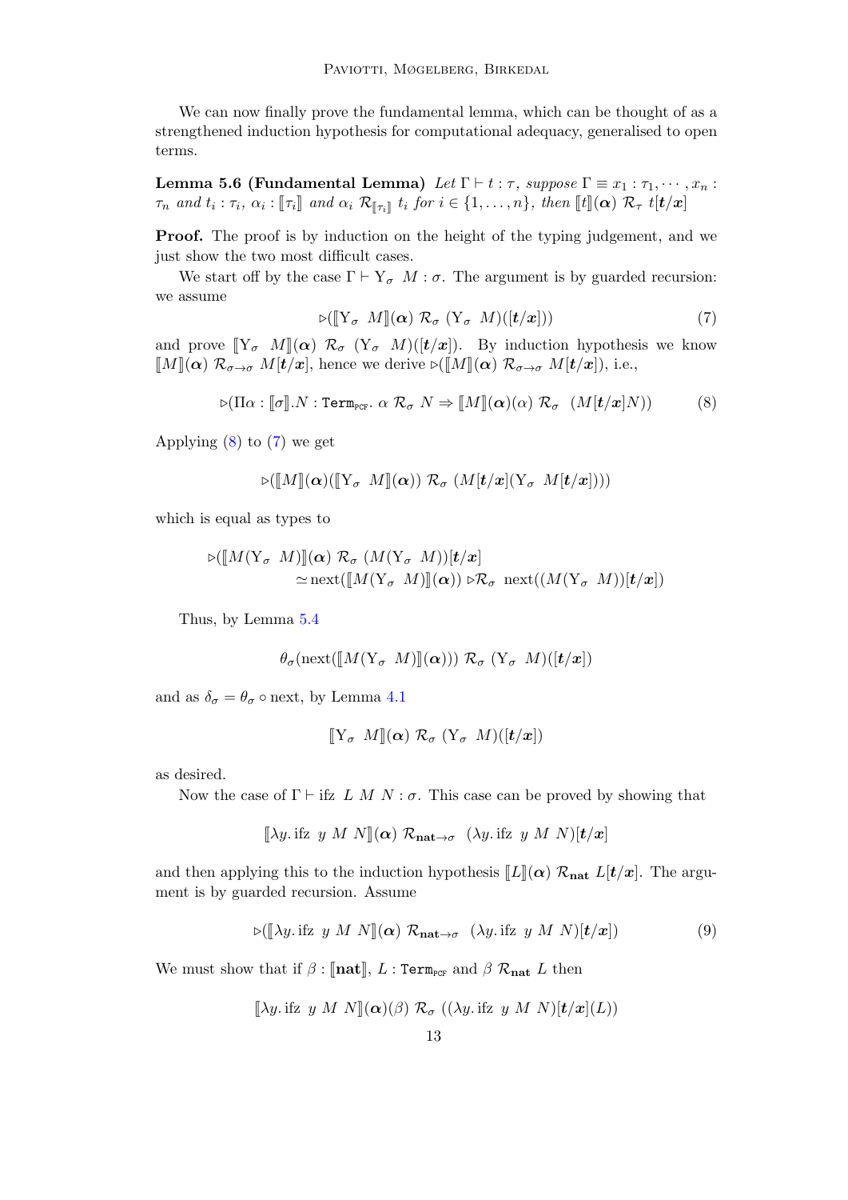We can now finally prove the fundamental lemma, which can be thought of as a strengthened induction hypothesis for computational adequacy, generalised to open terms.

**Lemma 5.6 (Fundamental Lemma)** *Let $\Gamma \vdash t : \tau$, suppose $\Gamma \equiv x_1 : \tau_1, \cdots, x_n : \tau_n$ and $t_i : \tau_i$, $\alpha_i : [\![\tau_i]\!]$ and $\alpha_i \; \mathcal{R}_{[\![\tau_i]\!]} \; t_i$ for $i \in \{1, \ldots, n\}$, then $[\![t]\!](\boldsymbol{\alpha}) \; \mathcal{R}_\tau \; t[\boldsymbol{t}/\boldsymbol{x}]$*

**Proof.** The proof is by induction on the height of the typing judgement, and we just show the two most difficult cases.

We start off by the case $\Gamma \vdash \mathrm{Y}_\sigma \; M : \sigma$. The argument is by guarded recursion: we assume

$$\triangleright([\![\mathrm{Y}_\sigma \; M]\!](\boldsymbol{\alpha}) \; \mathcal{R}_\sigma \; (\mathrm{Y}_\sigma \; M)([\boldsymbol{t}/\boldsymbol{x}])) \tag{7}$$

and prove $[\![\mathrm{Y}_\sigma \; M]\!](\boldsymbol{\alpha}) \; \mathcal{R}_\sigma \; (\mathrm{Y}_\sigma \; M)([\boldsymbol{t}/\boldsymbol{x}])$. By induction hypothesis we know $[\![M]\!](\boldsymbol{\alpha}) \; \mathcal{R}_{\sigma\to\sigma} \; M[\boldsymbol{t}/\boldsymbol{x}]$, hence we derive $\triangleright([\![M]\!](\boldsymbol{\alpha}) \; \mathcal{R}_{\sigma\to\sigma} \; M[\boldsymbol{t}/\boldsymbol{x}])$, i.e.,

$$\triangleright(\Pi\alpha : [\![\sigma]\!].N : \mathtt{Term}_{\text{PCF}}.\; \alpha \; \mathcal{R}_\sigma \; N \Rightarrow [\![M]\!](\boldsymbol{\alpha})(\alpha) \; \mathcal{R}_\sigma \; (M[\boldsymbol{t}/\boldsymbol{x}]N)) \tag{8}$$

Applying (8) to (7) we get

$$\triangleright([\![M]\!](\boldsymbol{\alpha})([\![\mathrm{Y}_\sigma \; M]\!](\boldsymbol{\alpha})) \; \mathcal{R}_\sigma \; (M[\boldsymbol{t}/\boldsymbol{x}](\mathrm{Y}_\sigma \; M[\boldsymbol{t}/\boldsymbol{x}])))$$

which is equal as types to

$$\begin{aligned} &\triangleright([\![M(\mathrm{Y}_\sigma \; M)]\!](\boldsymbol{\alpha}) \; \mathcal{R}_\sigma \; (M(\mathrm{Y}_\sigma \; M))[\boldsymbol{t}/\boldsymbol{x}] \\ &\qquad\qquad \simeq \mathrm{next}([\![M(\mathrm{Y}_\sigma \; M)]\!](\boldsymbol{\alpha})) \; \triangleright\mathcal{R}_\sigma \; \mathrm{next}((M(\mathrm{Y}_\sigma \; M))[\boldsymbol{t}/\boldsymbol{x}]) \end{aligned}$$

Thus, by Lemma 5.4

$$\theta_\sigma(\mathrm{next}([\![M(\mathrm{Y}_\sigma \; M)]\!](\boldsymbol{\alpha}))) \; \mathcal{R}_\sigma \; (\mathrm{Y}_\sigma \; M)([\boldsymbol{t}/\boldsymbol{x}])$$

and as $\delta_\sigma = \theta_\sigma \circ \mathrm{next}$, by Lemma 4.1

$$[\![\mathrm{Y}_\sigma \; M]\!](\boldsymbol{\alpha}) \; \mathcal{R}_\sigma \; (\mathrm{Y}_\sigma \; M)([\boldsymbol{t}/\boldsymbol{x}])$$

as desired.

Now the case of $\Gamma \vdash \mathrm{ifz} \; L \; M \; N : \sigma$. This case can be proved by showing that

$$[\![\lambda y.\, \mathrm{ifz} \; y \; M \; N]\!](\boldsymbol{\alpha}) \; \mathcal{R}_{\mathbf{nat}\to\sigma} \; (\lambda y.\, \mathrm{ifz} \; y \; M \; N)[\boldsymbol{t}/\boldsymbol{x}]$$

and then applying this to the induction hypothesis $[\![L]\!](\boldsymbol{\alpha}) \; \mathcal{R}_{\mathbf{nat}} \; L[\boldsymbol{t}/\boldsymbol{x}]$. The argument is by guarded recursion. Assume

$$\triangleright([\![\lambda y.\, \mathrm{ifz} \; y \; M \; N]\!](\boldsymbol{\alpha}) \; \mathcal{R}_{\mathbf{nat}\to\sigma} \; (\lambda y.\, \mathrm{ifz} \; y \; M \; N)[\boldsymbol{t}/\boldsymbol{x}]) \tag{9}$$

We must show that if $\beta : [\![\mathbf{nat}]\!]$, $L : \mathtt{Term}_{\text{PCF}}$ and $\beta \; \mathcal{R}_{\mathbf{nat}} \; L$ then

$$[\![\lambda y.\, \mathrm{ifz} \; y \; M \; N]\!](\boldsymbol{\alpha})(\beta) \; \mathcal{R}_\sigma \; ((\lambda y.\, \mathrm{ifz} \; y \; M \; N)[\boldsymbol{t}/\boldsymbol{x}](L))$$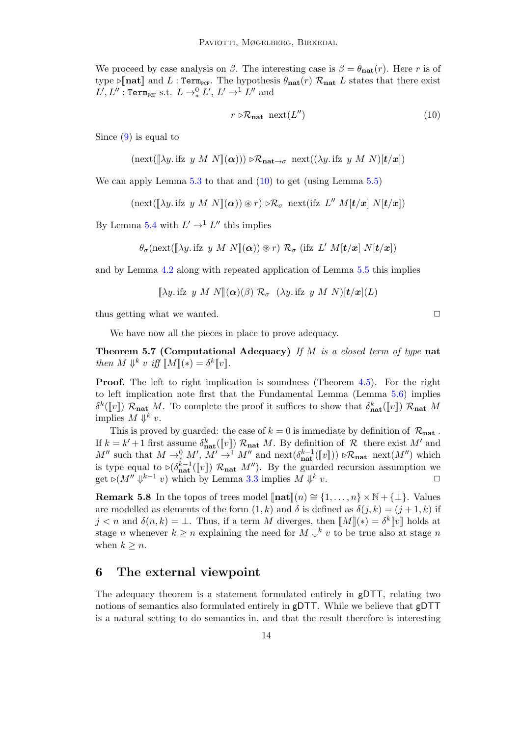We proceed by case analysis on $\beta$. The interesting case is $\beta = \theta_{\mathbf{nat}}(r)$. Here $r$ is of type $\triangleright[\![\mathbf{nat}]\!]$ and $L : \mathtt{Term}_{\mathtt{PCF}}$. The hypothesis $\theta_{\mathbf{nat}}(r)\ \mathcal{R}_{\mathbf{nat}}\ L$ states that there exist $L', L'' : \mathtt{Term}_{\mathtt{PCF}}$ s.t. $L \to^0_* L'$, $L' \to^1 L''$ and

$$r \ \triangleright\mathcal{R}_{\mathbf{nat}}\ \ \mathrm{next}(L'') \tag{10}$$

Since (9) is equal to

$$(\mathrm{next}([\![\lambda y.\, \mathrm{ifz}\ \ y\ M\ N]\!](\boldsymbol{\alpha})))\ \triangleright\mathcal{R}_{\mathbf{nat}\to\sigma}\ \ \mathrm{next}((\lambda y.\, \mathrm{ifz}\ \ y\ M\ N)[\boldsymbol{t}/\boldsymbol{x}])$$

We can apply Lemma 5.3 to that and (10) to get (using Lemma 5.5)

$$(\mathrm{next}([\![\lambda y.\, \mathrm{ifz}\ \ y\ M\ N]\!](\boldsymbol{\alpha})) \circledast r)\ \triangleright\mathcal{R}_{\sigma}\ \ \mathrm{next}(\mathrm{ifz}\ \ L''\ M[\boldsymbol{t}/\boldsymbol{x}]\ N[\boldsymbol{t}/\boldsymbol{x}])$$

By Lemma 5.4 with $L' \to^1 L''$ this implies

$$\theta_\sigma(\mathrm{next}([\![\lambda y.\, \mathrm{ifz}\ \ y\ M\ N]\!](\boldsymbol{\alpha})) \circledast r)\ \mathcal{R}_{\sigma}\ (\mathrm{ifz}\ \ L'\ M[\boldsymbol{t}/\boldsymbol{x}]\ N[\boldsymbol{t}/\boldsymbol{x}])$$

and by Lemma 4.2 along with repeated application of Lemma 5.5 this implies

$$[\![\lambda y.\, \mathrm{ifz}\ \ y\ M\ N]\!](\boldsymbol{\alpha})(\beta)\ \mathcal{R}_{\sigma}\ \ (\lambda y.\, \mathrm{ifz}\ \ y\ M\ N)[\boldsymbol{t}/\boldsymbol{x}](L)$$

thus getting what we wanted. □

We have now all the pieces in place to prove adequacy.

**Theorem 5.7 (Computational Adequacy)** *If $M$ is a closed term of type* $\mathbf{nat}$ *then $M \Downarrow^k v$ iff $[\![M]\!](*) = \delta^k[\![v]\!]$.*

**Proof.** The left to right implication is soundness (Theorem 4.5). For the right to left implication note first that the Fundamental Lemma (Lemma 5.6) implies $\delta^k([\![v]\!])\ \mathcal{R}_{\mathbf{nat}}\ M$. To complete the proof it suffices to show that $\delta^k_{\mathbf{nat}}([\![v]\!])\ \mathcal{R}_{\mathbf{nat}}\ M$ implies $M \Downarrow^k v$.

This is proved by guarded: the case of $k = 0$ is immediate by definition of $\mathcal{R}_{\mathbf{nat}}$. If $k = k'+1$ first assume $\delta^k_{\mathbf{nat}}([\![v]\!])\ \mathcal{R}_{\mathbf{nat}}\ M$. By definition of $\mathcal{R}$ there exist $M'$ and $M''$ such that $M \to^0_* M'$, $M' \to^1 M''$ and $\mathrm{next}(\delta^{k-1}_{\mathbf{nat}}([\![v]\!]))\ \triangleright\mathcal{R}_{\mathbf{nat}}\ \mathrm{next}(M'')$ which is type equal to $\triangleright(\delta^{k-1}_{\mathbf{nat}}([\![v]\!])\ \mathcal{R}_{\mathbf{nat}}\ M'')$. By the guarded recursion assumption we get $\triangleright(M'' \Downarrow^{k-1} v)$ which by Lemma 3.3 implies $M \Downarrow^k v$. □

**Remark 5.8** In the topos of trees model $[\![\mathbf{nat}]\!](n) \cong \{1, \dots, n\} \times \mathbb{N} + \{\bot\}$. Values are modelled as elements of the form $(1, k)$ and $\delta$ is defined as $\delta(j, k) = (j+1, k)$ if $j < n$ and $\delta(n, k) = \bot$. Thus, if a term $M$ diverges, then $[\![M]\!](*) = \delta^k[\![v]\!]$ holds at stage $n$ whenever $k \geq n$ explaining the need for $M \Downarrow^k v$ to be true also at stage $n$ when $k \geq n$.

## 6 The external viewpoint

The adequacy theorem is a statement formulated entirely in gDTT, relating two notions of semantics also formulated entirely in gDTT. While we believe that gDTT is a natural setting to do semantics in, and that the result therefore is interesting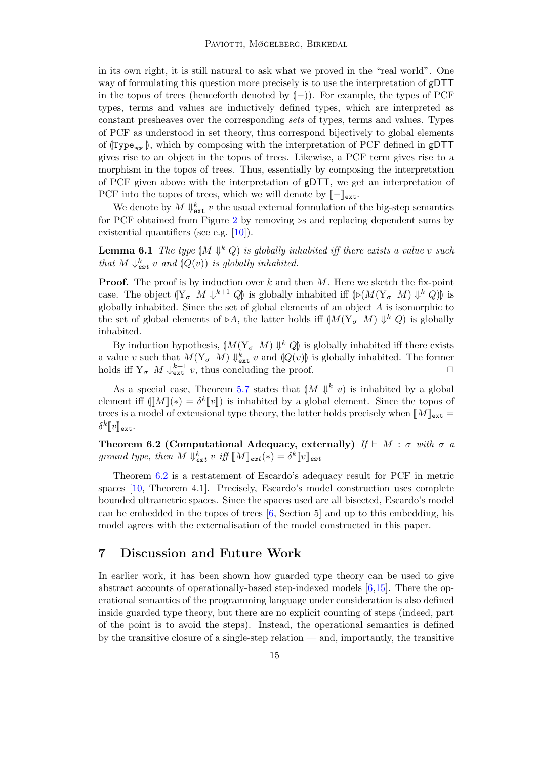in its own right, it is still natural to ask what we proved in the "real world". One way of formulating this question more precisely is to use the interpretation of gDTT in the topos of trees (henceforth denoted by $(\!|-|\!)$). For example, the types of PCF types, terms and values are inductively defined types, which are interpreted as constant presheaves over the corresponding *sets* of types, terms and values. Types of PCF as understood in set theory, thus correspond bijectively to global elements of $(\!|\mathtt{Type}_{\text{PCF}}|\!)$, which by composing with the interpretation of PCF defined in gDTT gives rise to an object in the topos of trees. Likewise, a PCF term gives rise to a morphism in the topos of trees. Thus, essentially by composing the interpretation of PCF given above with the interpretation of gDTT, we get an interpretation of PCF into the topos of trees, which we will denote by $[\![-]\!]_{\mathtt{ext}}$.

We denote by $M \Downarrow^k_{\mathtt{ext}} v$ the usual external formulation of the big-step semantics for PCF obtained from Figure 2 by removing $\triangleright$s and replacing dependent sums by existential quantifiers (see e.g. [10]).

**Lemma 6.1** *The type $(\!|M \Downarrow^k Q|\!)$ is globally inhabited iff there exists a value $v$ such that $M \Downarrow^k_{ext} v$ and $(\!|Q(v)|\!)$ is globally inhabited.*

**Proof.** The proof is by induction over $k$ and then $M$. Here we sketch the fix-point case. The object $(\!|\mathrm{Y}_\sigma\ M \Downarrow^{k+1} Q|\!)$ is globally inhabited iff $(\!|\triangleright(M(\mathrm{Y}_\sigma\ M) \Downarrow^k Q)|\!)$ is globally inhabited. Since the set of global elements of an object $A$ is isomorphic to the set of global elements of $\triangleright A$, the latter holds iff $(\!|M(\mathrm{Y}_\sigma\ M) \Downarrow^k Q|\!)$ is globally inhabited.

By induction hypothesis, $(\!|M(\mathrm{Y}_\sigma\ M) \Downarrow^k Q|\!)$ is globally inhabited iff there exists a value $v$ such that $M(\mathrm{Y}_\sigma\ M) \Downarrow^k_{\mathtt{ext}} v$ and $(\!|Q(v)|\!)$ is globally inhabited. The former holds iff $\mathrm{Y}_\sigma\ M \Downarrow^{k+1}_{\mathtt{ext}} v$, thus concluding the proof. □

As a special case, Theorem 5.7 states that $(\!|M \Downarrow^k v|\!)$ is inhabited by a global element iff $(\!|[\![M]\!](*) = \delta^k[\![v]\!]|\!)$ is inhabited by a global element. Since the topos of trees is a model of extensional type theory, the latter holds precisely when $[\![M]\!]_{\mathtt{ext}} = \delta^k[\![v]\!]_{\mathtt{ext}}$.

**Theorem 6.2 (Computational Adequacy, externally)** *If $\vdash M : \sigma$ with $\sigma$ a ground type, then $M \Downarrow^k_{ext} v$ iff $[\![M]\!]_{ext}(*) = \delta^k[\![v]\!]_{ext}$*

Theorem 6.2 is a restatement of Escardo's adequacy result for PCF in metric spaces [10, Theorem 4.1]. Precisely, Escardo's model construction uses complete bounded ultrametric spaces. Since the spaces used are all bisected, Escardo's model can be embedded in the topos of trees [6, Section 5] and up to this embedding, his model agrees with the externalisation of the model constructed in this paper.

## 7 Discussion and Future Work

In earlier work, it has been shown how guarded type theory can be used to give abstract accounts of operationally-based step-indexed models [6,15]. There the operational semantics of the programming language under consideration is also defined inside guarded type theory, but there are no explicit counting of steps (indeed, part of the point is to avoid the steps). Instead, the operational semantics is defined by the transitive closure of a single-step relation — and, importantly, the transitive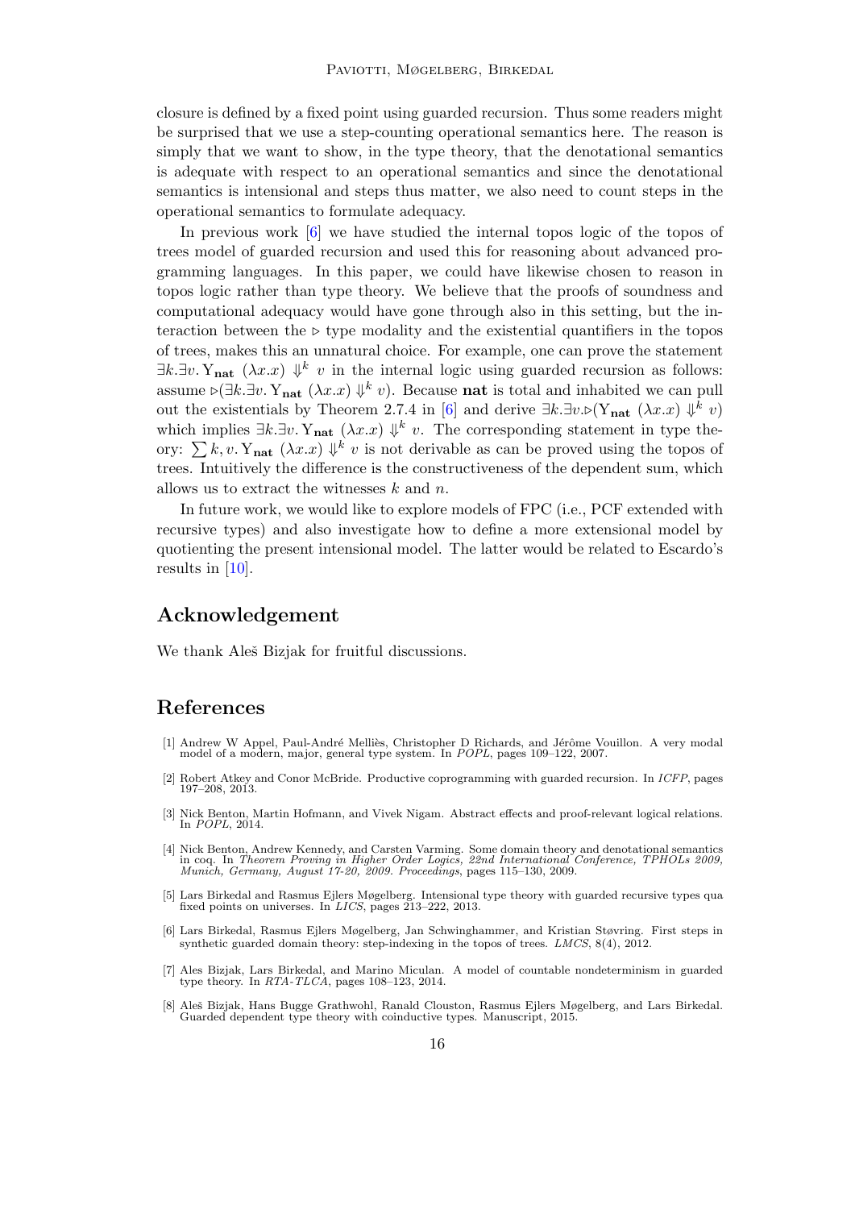closure is defined by a fixed point using guarded recursion. Thus some readers might be surprised that we use a step-counting operational semantics here. The reason is simply that we want to show, in the type theory, that the denotational semantics is adequate with respect to an operational semantics and since the denotational semantics is intensional and steps thus matter, we also need to count steps in the operational semantics to formulate adequacy.

In previous work [6] we have studied the internal topos logic of the topos of trees model of guarded recursion and used this for reasoning about advanced programming languages. In this paper, we could have likewise chosen to reason in topos logic rather than type theory. We believe that the proofs of soundness and computational adequacy would have gone through also in this setting, but the interaction between the $\triangleright$ type modality and the existential quantifiers in the topos of trees, makes this an unnatural choice. For example, one can prove the statement $\exists k.\exists v.\, \mathrm{Y}_{\mathbf{nat}}\ (\lambda x.x) \Downarrow^k v$ in the internal logic using guarded recursion as follows: assume $\triangleright(\exists k.\exists v.\, \mathrm{Y}_{\mathbf{nat}}\ (\lambda x.x) \Downarrow^k v)$. Because **nat** is total and inhabited we can pull out the existentials by Theorem 2.7.4 in [6] and derive $\exists k.\exists v.\triangleright(\mathrm{Y}_{\mathbf{nat}}\ (\lambda x.x) \Downarrow^k v)$ which implies $\exists k.\exists v.\, \mathrm{Y}_{\mathbf{nat}}\ (\lambda x.x) \Downarrow^k v$. The corresponding statement in type theory: $\sum k, v.\, \mathrm{Y}_{\mathbf{nat}}\ (\lambda x.x) \Downarrow^k v$ is not derivable as can be proved using the topos of trees. Intuitively the difference is the constructiveness of the dependent sum, which allows us to extract the witnesses $k$ and $n$.

In future work, we would like to explore models of FPC (i.e., PCF extended with recursive types) and also investigate how to define a more extensional model by quotienting the present intensional model. The latter would be related to Escardo's results in [10].

## Acknowledgement

We thank Aleš Bizjak for fruitful discussions.

## References

[1] Andrew W Appel, Paul-André Melliès, Christopher D Richards, and Jérôme Vouillon. A very modal model of a modern, major, general type system. In *POPL*, pages 109–122, 2007.

[2] Robert Atkey and Conor McBride. Productive coprogramming with guarded recursion. In *ICFP*, pages 197–208, 2013.

[3] Nick Benton, Martin Hofmann, and Vivek Nigam. Abstract effects and proof-relevant logical relations. In *POPL*, 2014.

[4] Nick Benton, Andrew Kennedy, and Carsten Varming. Some domain theory and denotational semantics in coq. In *Theorem Proving in Higher Order Logics, 22nd International Conference, TPHOLs 2009, Munich, Germany, August 17-20, 2009. Proceedings*, pages 115–130, 2009.

[5] Lars Birkedal and Rasmus Ejlers Møgelberg. Intensional type theory with guarded recursive types qua fixed points on universes. In *LICS*, pages 213–222, 2013.

[6] Lars Birkedal, Rasmus Ejlers Møgelberg, Jan Schwinghammer, and Kristian Støvring. First steps in synthetic guarded domain theory: step-indexing in the topos of trees. *LMCS*, 8(4), 2012.

[7] Ales Bizjak, Lars Birkedal, and Marino Miculan. A model of countable nondeterminism in guarded type theory. In *RTA-TLCA*, pages 108–123, 2014.

[8] Aleš Bizjak, Hans Bugge Grathwohl, Ranald Clouston, Rasmus Ejlers Møgelberg, and Lars Birkedal. Guarded dependent type theory with coinductive types. Manuscript, 2015.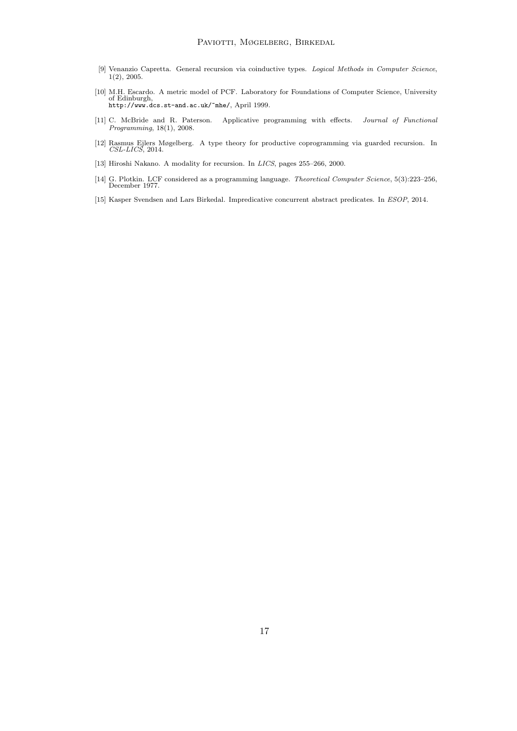[9] Venanzio Capretta. General recursion via coinductive types. *Logical Methods in Computer Science*, 1(2), 2005.

[10] M.H. Escardo. A metric model of PCF. Laboratory for Foundations of Computer Science, University of Edinburgh, http://www.dcs.st-and.ac.uk/~mhe/, April 1999.

[11] C. McBride and R. Paterson. Applicative programming with effects. *Journal of Functional Programming*, 18(1), 2008.

[12] Rasmus Ejlers Møgelberg. A type theory for productive coprogramming via guarded recursion. In *CSL-LICS*, 2014.

[13] Hiroshi Nakano. A modality for recursion. In *LICS*, pages 255–266, 2000.

[14] G. Plotkin. LCF considered as a programming language. *Theoretical Computer Science*, 5(3):223–256, December 1977.

[15] Kasper Svendsen and Lars Birkedal. Impredicative concurrent abstract predicates. In *ESOP*, 2014.